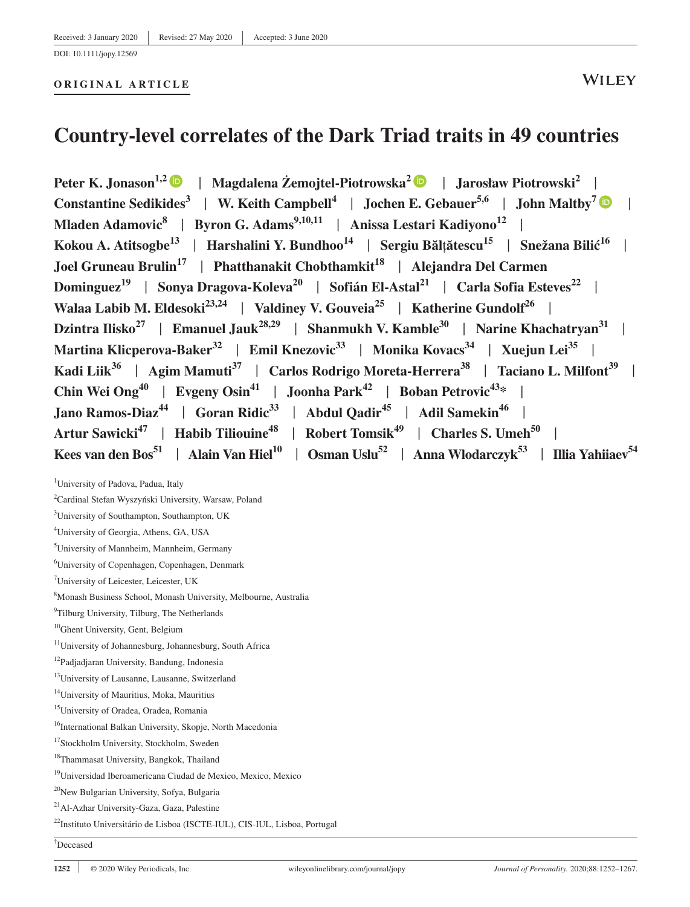Received: 3 January 2020 | Revised: 27 May 2020 | Accepted: 3 June 2020

DOI: 10.1111/jopy.12569

**ORIGINAL ARTICLE**

# Country-level correlates of the Dark Triad traits in 49 countries

**Peter K. Jonason[1,2] | Magdalena Żemojtel-Piotrowska[2] | Jarosław Piotrowski[2] | Constantine Sedikides[3] | W. Keith Campbell[4] | Jochen E. Gebauer[5,6] | John Maltby[7] | Mladen Adamovic[8] | Byron G. Adams[9,10,11] | Anissa Lestari Kadiyono[12] | Kokou A. Atitsogbe[13] | Harshalini Y. Bundhoo[14] | Sergiu Bălțătescu[15] | Snežana Bilić[16] | Joel Gruneau Brulin[17] | Phatthanakit Chobthamkit[18] | Alejandra Del Carmen Dominguez[19] | Sonya Dragova-Koleva[20] | Sofián El-Astal[21] | Carla Sofia Esteves[22] | Walaa Labib M. Eldesoki[23,24] | Valdiney V. Gouveia[25] | Katherine Gundolf[26] | Dzintra Ilisko[27] | Emanuel Jauk[28,29] | Shanmukh V. Kamble[30] | Narine Khachatryan[31] | Martina Klicperova-Baker[32] | Emil Knezovic[33] | Monika Kovacs[34] | Xuejun Lei[35] | Kadi Liik[36] | Agim Mamuti[37] | Carlos Rodrigo Moreta-Herrera[38] | Taciano L. Milfont[39] | Chin Wei Ong[40] | Evgeny Osin[41] | Joonha Park[42] | Boban Petrovic[43]* | Jano Ramos-Diaz[44] | Goran Ridic[33] | Abdul Qadir[45] | Adil Samekin[46] | Artur Sawicki[47] | Habib Tiliouine[48] | Robert Tomsik[49] | Charles S. Umeh[50] | Kees van den Bos[51] | Alain Van Hiel[10] | Osman Uslu[52] | Anna Wlodarczyk[53] | Illia Yahiiaev[54]**

[1]University of Padova, Padua, Italy
[2]Cardinal Stefan Wyszyński University, Warsaw, Poland
[3]University of Southampton, Southampton, UK
[4]University of Georgia, Athens, GA, USA
[5]University of Mannheim, Mannheim, Germany
[6]University of Copenhagen, Copenhagen, Denmark
[7]University of Leicester, Leicester, UK
[8]Monash Business School, Monash University, Melbourne, Australia
[9]Tilburg University, Tilburg, The Netherlands
[10]Ghent University, Gent, Belgium
[11]University of Johannesburg, Johannesburg, South Africa
[12]Padjadjaran University, Bandung, Indonesia
[13]University of Lausanne, Lausanne, Switzerland
[14]University of Mauritius, Moka, Mauritius
[15]University of Oradea, Oradea, Romania
[16]International Balkan University, Skopje, North Macedonia
[17]Stockholm University, Stockholm, Sweden
[18]Thammasat University, Bangkok, Thailand
[19]Universidad Iberoamericana Ciudad de Mexico, Mexico, Mexico
[20]New Bulgarian University, Sofya, Bulgaria
[21]Al-Azhar University-Gaza, Gaza, Palestine
[22]Instituto Universitário de Lisboa (ISCTE-IUL), CIS-IUL, Lisboa, Portugal

†Deceased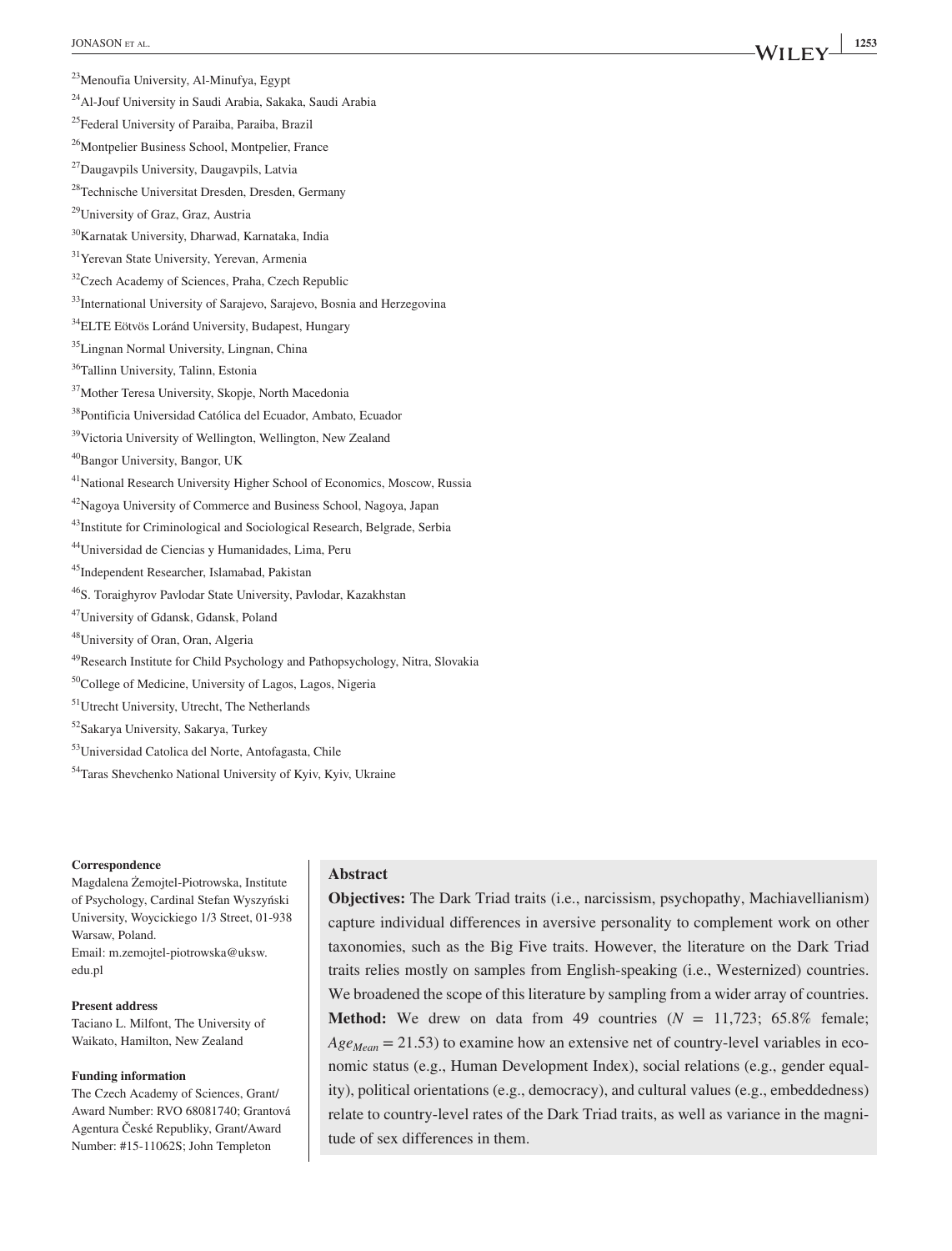[23]Menoufia University, Al-Minufya, Egypt

[24]Al-Jouf University in Saudi Arabia, Sakaka, Saudi Arabia

[25]Federal University of Paraiba, Paraiba, Brazil

[26]Montpelier Business School, Montpelier, France

[27]Daugavpils University, Daugavpils, Latvia

[28]Technische Universitat Dresden, Dresden, Germany

[29]University of Graz, Graz, Austria

[30]Karnatak University, Dharwad, Karnataka, India

[31]Yerevan State University, Yerevan, Armenia

[32]Czech Academy of Sciences, Praha, Czech Republic

[33]International University of Sarajevo, Sarajevo, Bosnia and Herzegovina

[34]ELTE Eötvös Loránd University, Budapest, Hungary

[35]Lingnan Normal University, Lingnan, China

[36]Tallinn University, Talinn, Estonia

[37]Mother Teresa University, Skopje, North Macedonia

[38]Pontificia Universidad Católica del Ecuador, Ambato, Ecuador

[39]Victoria University of Wellington, Wellington, New Zealand

[40]Bangor University, Bangor, UK

[41]National Research University Higher School of Economics, Moscow, Russia

[42]Nagoya University of Commerce and Business School, Nagoya, Japan

[43]Institute for Criminological and Sociological Research, Belgrade, Serbia

[44]Universidad de Ciencias y Humanidades, Lima, Peru

[45]Independent Researcher, Islamabad, Pakistan

[46]S. Toraighyrov Pavlodar State University, Pavlodar, Kazakhstan

[47]University of Gdansk, Gdansk, Poland

[48]University of Oran, Oran, Algeria

[49]Research Institute for Child Psychology and Pathopsychology, Nitra, Slovakia

[50]College of Medicine, University of Lagos, Lagos, Nigeria

[51]Utrecht University, Utrecht, The Netherlands

[52]Sakarya University, Sakarya, Turkey

[53]Universidad Catolica del Norte, Antofagasta, Chile

[54]Taras Shevchenko National University of Kyiv, Kyiv, Ukraine

**Correspondence**

Magdalena Żemojtel-Piotrowska, Institute of Psychology, Cardinal Stefan Wyszyński University, Woycickiego 1/3 Street, 01-938 Warsaw, Poland.
Email: m.zemojtel-piotrowska@uksw.edu.pl

**Present address**

Taciano L. Milfont, The University of Waikato, Hamilton, New Zealand

**Funding information**

The Czech Academy of Sciences, Grant/Award Number: RVO 68081740; Grantová Agentura České Republiky, Grant/Award Number: #15-11062S; John Templeton

## Abstract

**Objectives:** The Dark Triad traits (i.e., narcissism, psychopathy, Machiavellianism) capture individual differences in aversive personality to complement work on other taxonomies, such as the Big Five traits. However, the literature on the Dark Triad traits relies mostly on samples from English-speaking (i.e., Westernized) countries. We broadened the scope of this literature by sampling from a wider array of countries.

**Method:** We drew on data from 49 countries ($N$ = 11,723; 65.8% female; $Age_{Mean}$ = 21.53) to examine how an extensive net of country-level variables in economic status (e.g., Human Development Index), social relations (e.g., gender equality), political orientations (e.g., democracy), and cultural values (e.g., embeddedness) relate to country-level rates of the Dark Triad traits, as well as variance in the magnitude of sex differences in them.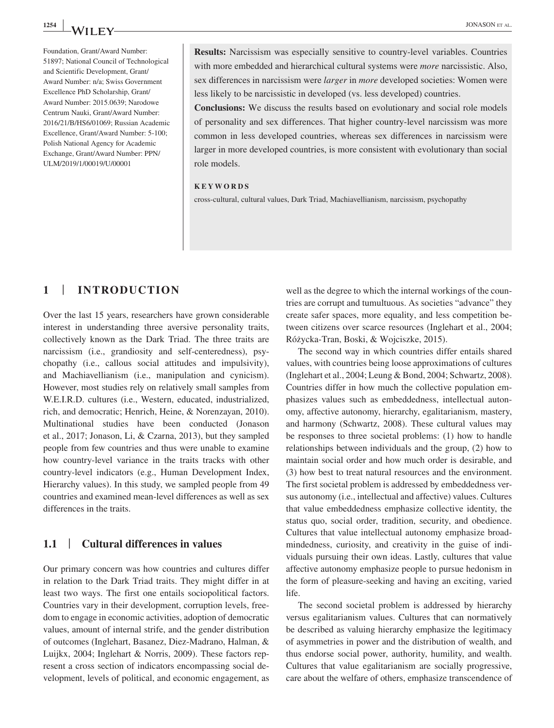Foundation, Grant/Award Number: 51897; National Council of Technological and Scientific Development, Grant/Award Number: n/a; Swiss Government Excellence PhD Scholarship, Grant/Award Number: 2015.0639; Narodowe Centrum Nauki, Grant/Award Number: 2016/21/B/HS6/01069; Russian Academic Excellence, Grant/Award Number: 5-100; Polish National Agency for Academic Exchange, Grant/Award Number: PPN/ULM/2019/1/00019/U/00001

**Results:** Narcissism was especially sensitive to country-level variables. Countries with more embedded and hierarchical cultural systems were *more* narcissistic. Also, sex differences in narcissism were *larger* in *more* developed societies: Women were less likely to be narcissistic in developed (vs. less developed) countries.

**Conclusions:** We discuss the results based on evolutionary and social role models of personality and sex differences. That higher country-level narcissism was more common in less developed countries, whereas sex differences in narcissism were larger in more developed countries, is more consistent with evolutionary than social role models.

**KEYWORDS**

cross-cultural, cultural values, Dark Triad, Machiavellianism, narcissism, psychopathy

## 1 | INTRODUCTION

Over the last 15 years, researchers have grown considerable interest in understanding three aversive personality traits, collectively known as the Dark Triad. The three traits are narcissism (i.e., grandiosity and self-centeredness), psychopathy (i.e., callous social attitudes and impulsivity), and Machiavellianism (i.e., manipulation and cynicism). However, most studies rely on relatively small samples from W.E.I.R.D. cultures (i.e., Western, educated, industrialized, rich, and democratic; Henrich, Heine, & Norenzayan, 2010). Multinational studies have been conducted (Jonason et al., 2017; Jonason, Li, & Czarna, 2013), but they sampled people from few countries and thus were unable to examine how country-level variance in the traits tracks with other country-level indicators (e.g., Human Development Index, Hierarchy values). In this study, we sampled people from 49 countries and examined mean-level differences as well as sex differences in the traits.

### 1.1 | Cultural differences in values

Our primary concern was how countries and cultures differ in relation to the Dark Triad traits. They might differ in at least two ways. The first one entails sociopolitical factors. Countries vary in their development, corruption levels, freedom to engage in economic activities, adoption of democratic values, amount of internal strife, and the gender distribution of outcomes (Inglehart, Basanez, Diez-Madrano, Halman, & Luijkx, 2004; Inglehart & Norris, 2009). These factors represent a cross section of indicators encompassing social development, levels of political, and economic engagement, as well as the degree to which the internal workings of the countries are corrupt and tumultuous. As societies "advance" they create safer spaces, more equality, and less competition between citizens over scarce resources (Inglehart et al., 2004; Różycka-Tran, Boski, & Wojciszke, 2015).

The second way in which countries differ entails shared values, with countries being loose approximations of cultures (Inglehart et al., 2004; Leung & Bond, 2004; Schwartz, 2008). Countries differ in how much the collective population emphasizes values such as embeddedness, intellectual autonomy, affective autonomy, hierarchy, egalitarianism, mastery, and harmony (Schwartz, 2008). These cultural values may be responses to three societal problems: (1) how to handle relationships between individuals and the group, (2) how to maintain social order and how much order is desirable, and (3) how best to treat natural resources and the environment. The first societal problem is addressed by embeddedness versus autonomy (i.e., intellectual and affective) values. Cultures that value embeddedness emphasize collective identity, the status quo, social order, tradition, security, and obedience. Cultures that value intellectual autonomy emphasize broadmindedness, curiosity, and creativity in the guise of individuals pursuing their own ideas. Lastly, cultures that value affective autonomy emphasize people to pursue hedonism in the form of pleasure-seeking and having an exciting, varied life.

The second societal problem is addressed by hierarchy versus egalitarianism values. Cultures that can normatively be described as valuing hierarchy emphasize the legitimacy of asymmetries in power and the distribution of wealth, and thus endorse social power, authority, humility, and wealth. Cultures that value egalitarianism are socially progressive, care about the welfare of others, emphasize transcendence of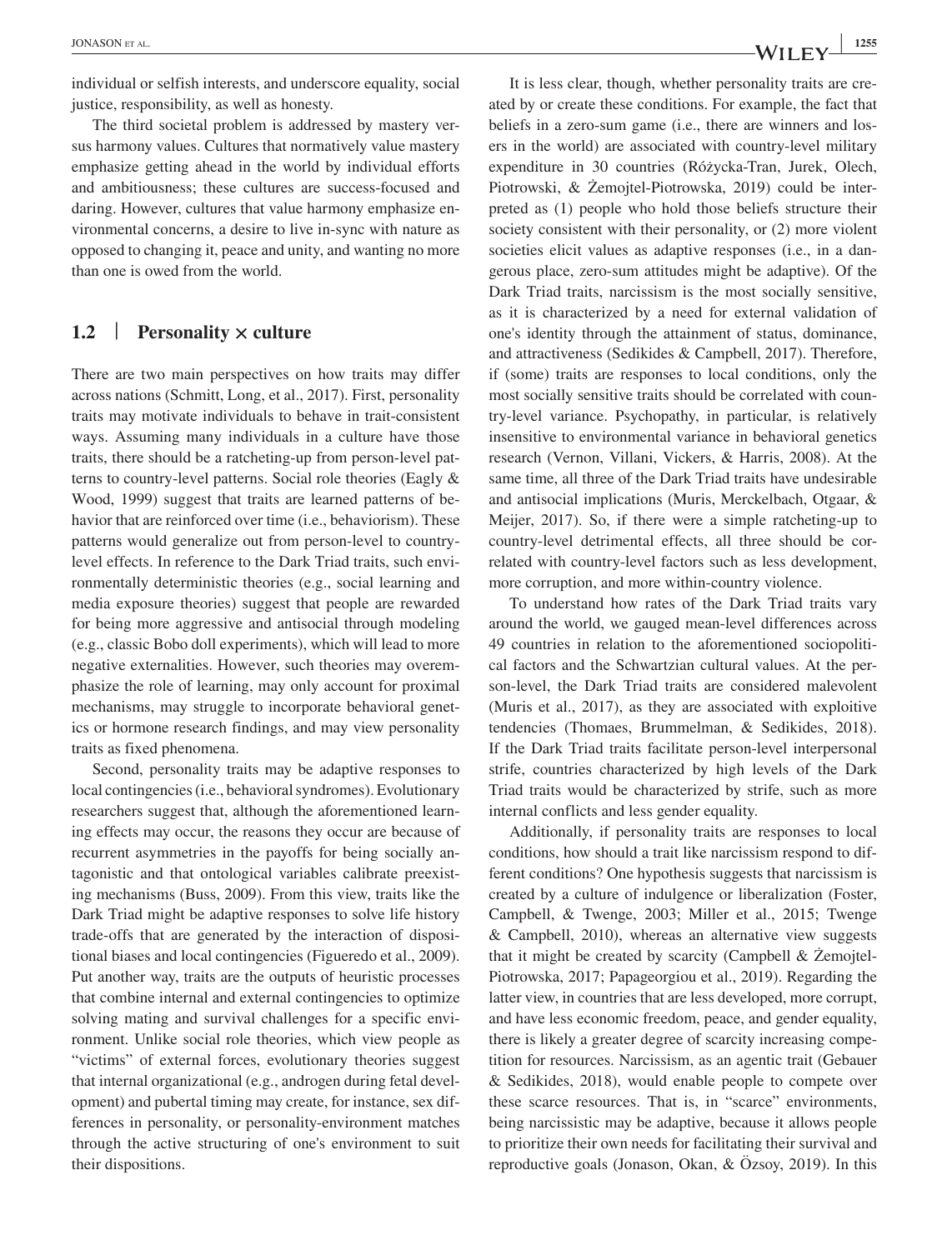individual or selfish interests, and underscore equality, social justice, responsibility, as well as honesty.

The third societal problem is addressed by mastery versus harmony values. Cultures that normatively value mastery emphasize getting ahead in the world by individual efforts and ambitiousness; these cultures are success-focused and daring. However, cultures that value harmony emphasize environmental concerns, a desire to live in-sync with nature as opposed to changing it, peace and unity, and wanting no more than one is owed from the world.

### 1.2 | Personality × culture

There are two main perspectives on how traits may differ across nations (Schmitt, Long, et al., 2017). First, personality traits may motivate individuals to behave in trait-consistent ways. Assuming many individuals in a culture have those traits, there should be a ratcheting-up from person-level patterns to country-level patterns. Social role theories (Eagly & Wood, 1999) suggest that traits are learned patterns of behavior that are reinforced over time (i.e., behaviorism). These patterns would generalize out from person-level to country-level effects. In reference to the Dark Triad traits, such environmentally deterministic theories (e.g., social learning and media exposure theories) suggest that people are rewarded for being more aggressive and antisocial through modeling (e.g., classic Bobo doll experiments), which will lead to more negative externalities. However, such theories may overemphasize the role of learning, may only account for proximal mechanisms, may struggle to incorporate behavioral genetics or hormone research findings, and may view personality traits as fixed phenomena.

Second, personality traits may be adaptive responses to local contingencies (i.e., behavioral syndromes). Evolutionary researchers suggest that, although the aforementioned learning effects may occur, the reasons they occur are because of recurrent asymmetries in the payoffs for being socially antagonistic and that ontological variables calibrate preexisting mechanisms (Buss, 2009). From this view, traits like the Dark Triad might be adaptive responses to solve life history trade-offs that are generated by the interaction of dispositional biases and local contingencies (Figueredo et al., 2009). Put another way, traits are the outputs of heuristic processes that combine internal and external contingencies to optimize solving mating and survival challenges for a specific environment. Unlike social role theories, which view people as "victims" of external forces, evolutionary theories suggest that internal organizational (e.g., androgen during fetal development) and pubertal timing may create, for instance, sex differences in personality, or personality-environment matches through the active structuring of one's environment to suit their dispositions.

It is less clear, though, whether personality traits are created by or create these conditions. For example, the fact that beliefs in a zero-sum game (i.e., there are winners and losers in the world) are associated with country-level military expenditure in 30 countries (Różycka-Tran, Jurek, Olech, Piotrowski, & Żemojtel-Piotrowska, 2019) could be interpreted as (1) people who hold those beliefs structure their society consistent with their personality, or (2) more violent societies elicit values as adaptive responses (i.e., in a dangerous place, zero-sum attitudes might be adaptive). Of the Dark Triad traits, narcissism is the most socially sensitive, as it is characterized by a need for external validation of one's identity through the attainment of status, dominance, and attractiveness (Sedikides & Campbell, 2017). Therefore, if (some) traits are responses to local conditions, only the most socially sensitive traits should be correlated with country-level variance. Psychopathy, in particular, is relatively insensitive to environmental variance in behavioral genetics research (Vernon, Villani, Vickers, & Harris, 2008). At the same time, all three of the Dark Triad traits have undesirable and antisocial implications (Muris, Merckelbach, Otgaar, & Meijer, 2017). So, if there were a simple ratcheting-up to country-level detrimental effects, all three should be correlated with country-level factors such as less development, more corruption, and more within-country violence.

To understand how rates of the Dark Triad traits vary around the world, we gauged mean-level differences across 49 countries in relation to the aforementioned sociopolitical factors and the Schwartzian cultural values. At the person-level, the Dark Triad traits are considered malevolent (Muris et al., 2017), as they are associated with exploitive tendencies (Thomaes, Brummelman, & Sedikides, 2018). If the Dark Triad traits facilitate person-level interpersonal strife, countries characterized by high levels of the Dark Triad traits would be characterized by strife, such as more internal conflicts and less gender equality.

Additionally, if personality traits are responses to local conditions, how should a trait like narcissism respond to different conditions? One hypothesis suggests that narcissism is created by a culture of indulgence or liberalization (Foster, Campbell, & Twenge, 2003; Miller et al., 2015; Twenge & Campbell, 2010), whereas an alternative view suggests that it might be created by scarcity (Campbell & Żemojtel-Piotrowska, 2017; Papageorgiou et al., 2019). Regarding the latter view, in countries that are less developed, more corrupt, and have less economic freedom, peace, and gender equality, there is likely a greater degree of scarcity increasing competition for resources. Narcissism, as an agentic trait (Gebauer & Sedikides, 2018), would enable people to compete over these scarce resources. That is, in "scarce" environments, being narcissistic may be adaptive, because it allows people to prioritize their own needs for facilitating their survival and reproductive goals (Jonason, Okan, & Özsoy, 2019). In this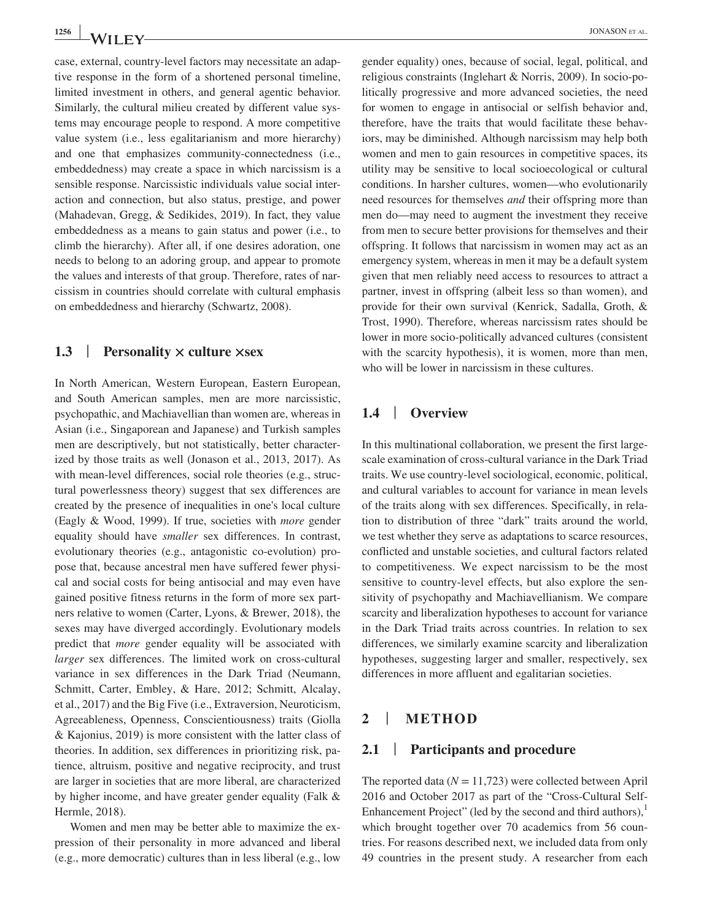case, external, country-level factors may necessitate an adaptive response in the form of a shortened personal timeline, limited investment in others, and general agentic behavior. Similarly, the cultural milieu created by different value systems may encourage people to respond. A more competitive value system (i.e., less egalitarianism and more hierarchy) and one that emphasizes community-connectedness (i.e., embeddedness) may create a space in which narcissism is a sensible response. Narcissistic individuals value social interaction and connection, but also status, prestige, and power (Mahadevan, Gregg, & Sedikides, 2019). In fact, they value embeddedness as a means to gain status and power (i.e., to climb the hierarchy). After all, if one desires adoration, one needs to belong to an adoring group, and appear to promote the values and interests of that group. Therefore, rates of narcissism in countries should correlate with cultural emphasis on embeddedness and hierarchy (Schwartz, 2008).

### 1.3 | Personality × culture ×sex

In North American, Western European, Eastern European, and South American samples, men are more narcissistic, psychopathic, and Machiavellian than women are, whereas in Asian (i.e., Singaporean and Japanese) and Turkish samples men are descriptively, but not statistically, better characterized by those traits as well (Jonason et al., 2013, 2017). As with mean-level differences, social role theories (e.g., structural powerlessness theory) suggest that sex differences are created by the presence of inequalities in one's local culture (Eagly & Wood, 1999). If true, societies with *more* gender equality should have *smaller* sex differences. In contrast, evolutionary theories (e.g., antagonistic co-evolution) propose that, because ancestral men have suffered fewer physical and social costs for being antisocial and may even have gained positive fitness returns in the form of more sex partners relative to women (Carter, Lyons, & Brewer, 2018), the sexes may have diverged accordingly. Evolutionary models predict that *more* gender equality will be associated with *larger* sex differences. The limited work on cross-cultural variance in sex differences in the Dark Triad (Neumann, Schmitt, Carter, Embley, & Hare, 2012; Schmitt, Alcalay, et al., 2017) and the Big Five (i.e., Extraversion, Neuroticism, Agreeableness, Openness, Conscientiousness) traits (Giolla & Kajonius, 2019) is more consistent with the latter class of theories. In addition, sex differences in prioritizing risk, patience, altruism, positive and negative reciprocity, and trust are larger in societies that are more liberal, are characterized by higher income, and have greater gender equality (Falk & Hermle, 2018).

Women and men may be better able to maximize the expression of their personality in more advanced and liberal (e.g., more democratic) cultures than in less liberal (e.g., low gender equality) ones, because of social, legal, political, and religious constraints (Inglehart & Norris, 2009). In socio-politically progressive and more advanced societies, the need for women to engage in antisocial or selfish behavior and, therefore, have the traits that would facilitate these behaviors, may be diminished. Although narcissism may help both women and men to gain resources in competitive spaces, its utility may be sensitive to local socioecological or cultural conditions. In harsher cultures, women—who evolutionarily need resources for themselves *and* their offspring more than men do—may need to augment the investment they receive from men to secure better provisions for themselves and their offspring. It follows that narcissism in women may act as an emergency system, whereas in men it may be a default system given that men reliably need access to resources to attract a partner, invest in offspring (albeit less so than women), and provide for their own survival (Kenrick, Sadalla, Groth, & Trost, 1990). Therefore, whereas narcissism rates should be lower in more socio-politically advanced cultures (consistent with the scarcity hypothesis), it is women, more than men, who will be lower in narcissism in these cultures.

### 1.4 | Overview

In this multinational collaboration, we present the first large-scale examination of cross-cultural variance in the Dark Triad traits. We use country-level sociological, economic, political, and cultural variables to account for variance in mean levels of the traits along with sex differences. Specifically, in relation to distribution of three "dark" traits around the world, we test whether they serve as adaptations to scarce resources, conflicted and unstable societies, and cultural factors related to competitiveness. We expect narcissism to be the most sensitive to country-level effects, but also explore the sensitivity of psychopathy and Machiavellianism. We compare scarcity and liberalization hypotheses to account for variance in the Dark Triad traits across countries. In relation to sex differences, we similarly examine scarcity and liberalization hypotheses, suggesting larger and smaller, respectively, sex differences in more affluent and egalitarian societies.

## 2 | METHOD

### 2.1 | Participants and procedure

The reported data ($N = 11{,}723$) were collected between April 2016 and October 2017 as part of the "Cross-Cultural Self-Enhancement Project" (led by the second and third authors),[1] which brought together over 70 academics from 56 countries. For reasons described next, we included data from only 49 countries in the present study. A researcher from each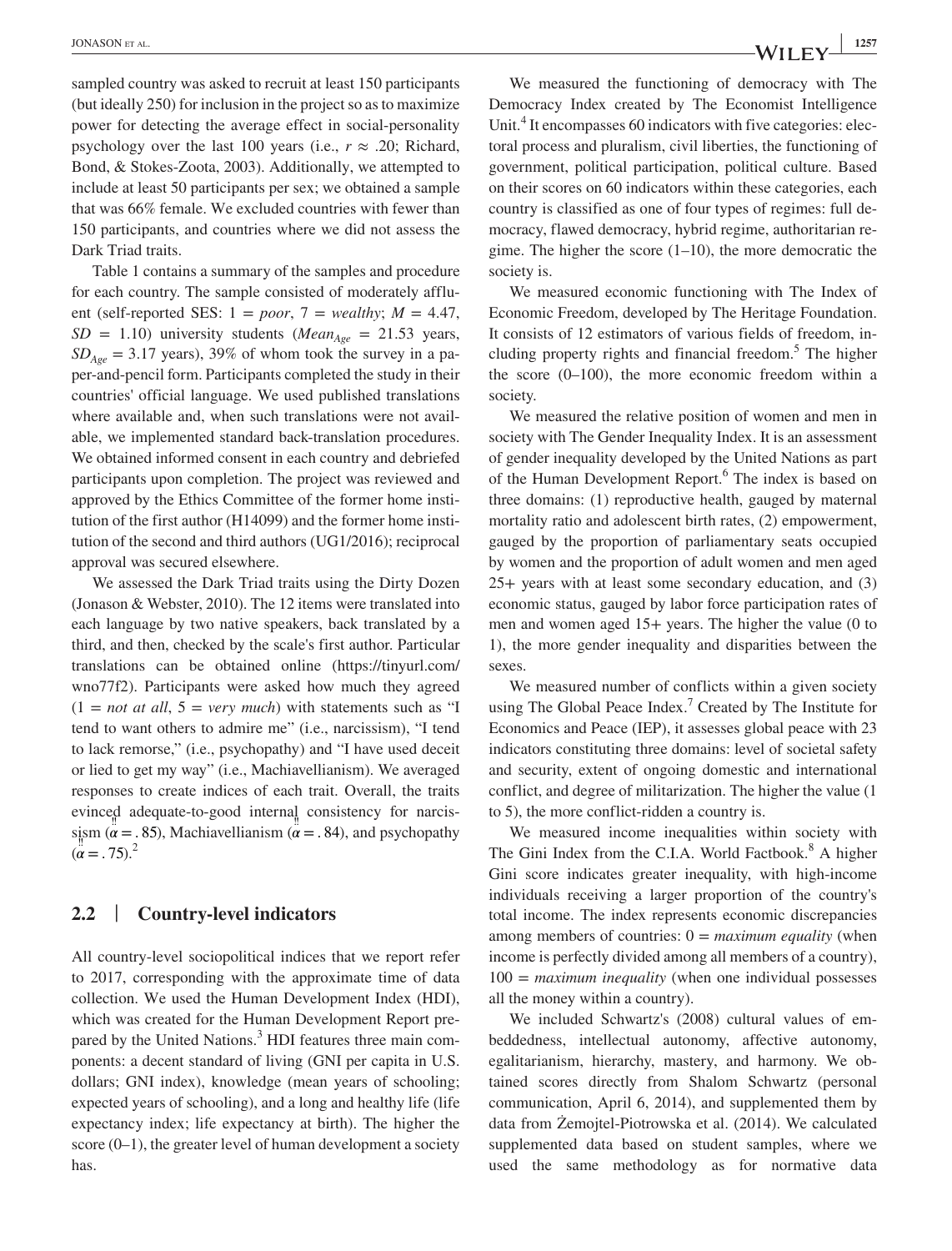sampled country was asked to recruit at least 150 participants (but ideally 250) for inclusion in the project so as to maximize power for detecting the average effect in social-personality psychology over the last 100 years (i.e., $r \approx .20$; Richard, Bond, & Stokes-Zoota, 2003). Additionally, we attempted to include at least 50 participants per sex; we obtained a sample that was 66% female. We excluded countries with fewer than 150 participants, and countries where we did not assess the Dark Triad traits.

Table 1 contains a summary of the samples and procedure for each country. The sample consisted of moderately affluent (self-reported SES: 1 = *poor*, 7 = *wealthy*; $M = 4.47$, $SD = 1.10$) university students ($Mean_{Age} = 21.53$ years, $SD_{Age} = 3.17$ years), 39% of whom took the survey in a paper-and-pencil form. Participants completed the study in their countries' official language. We used published translations where available and, when such translations were not available, we implemented standard back-translation procedures. We obtained informed consent in each country and debriefed participants upon completion. The project was reviewed and approved by the Ethics Committee of the former home institution of the first author (H14099) and the former home institution of the second and third authors (UG1/2016); reciprocal approval was secured elsewhere.

We assessed the Dark Triad traits using the Dirty Dozen (Jonason & Webster, 2010). The 12 items were translated into each language by two native speakers, back translated by a third, and then, checked by the scale's first author. Particular translations can be obtained online (https://tinyurl.com/wno77f2). Participants were asked how much they agreed (1 = *not at all*, 5 = *very much*) with statements such as "I tend to want others to admire me" (i.e., narcissism), "I tend to lack remorse," (i.e., psychopathy) and "I have used deceit or lied to get my way" (i.e., Machiavellianism). We averaged responses to create indices of each trait. Overall, the traits evinced adequate-to-good internal consistency for narcissism ($\alpha = .85$), Machiavellianism ($\alpha = .84$), and psychopathy ($\alpha = .75$).[2]

## 2.2 | Country-level indicators

All country-level sociopolitical indices that we report refer to 2017, corresponding with the approximate time of data collection. We used the Human Development Index (HDI), which was created for the Human Development Report prepared by the United Nations.[3] HDI features three main components: a decent standard of living (GNI per capita in U.S. dollars; GNI index), knowledge (mean years of schooling; expected years of schooling), and a long and healthy life (life expectancy index; life expectancy at birth). The higher the score (0–1), the greater level of human development a society has.

We measured the functioning of democracy with The Democracy Index created by The Economist Intelligence Unit.[4] It encompasses 60 indicators with five categories: electoral process and pluralism, civil liberties, the functioning of government, political participation, political culture. Based on their scores on 60 indicators within these categories, each country is classified as one of four types of regimes: full democracy, flawed democracy, hybrid regime, authoritarian regime. The higher the score (1–10), the more democratic the society is.

We measured economic functioning with The Index of Economic Freedom, developed by The Heritage Foundation. It consists of 12 estimators of various fields of freedom, including property rights and financial freedom.[5] The higher the score (0–100), the more economic freedom within a society.

We measured the relative position of women and men in society with The Gender Inequality Index. It is an assessment of gender inequality developed by the United Nations as part of the Human Development Report.[6] The index is based on three domains: (1) reproductive health, gauged by maternal mortality ratio and adolescent birth rates, (2) empowerment, gauged by the proportion of parliamentary seats occupied by women and the proportion of adult women and men aged 25+ years with at least some secondary education, and (3) economic status, gauged by labor force participation rates of men and women aged 15+ years. The higher the value (0 to 1), the more gender inequality and disparities between the sexes.

We measured number of conflicts within a given society using The Global Peace Index.[7] Created by The Institute for Economics and Peace (IEP), it assesses global peace with 23 indicators constituting three domains: level of societal safety and security, extent of ongoing domestic and international conflict, and degree of militarization. The higher the value (1 to 5), the more conflict-ridden a country is.

We measured income inequalities within society with The Gini Index from the C.I.A. World Factbook.[8] A higher Gini score indicates greater inequality, with high-income individuals receiving a larger proportion of the country's total income. The index represents economic discrepancies among members of countries: 0 = *maximum equality* (when income is perfectly divided among all members of a country), 100 = *maximum inequality* (when one individual possesses all the money within a country).

We included Schwartz's (2008) cultural values of embeddedness, intellectual autonomy, affective autonomy, egalitarianism, hierarchy, mastery, and harmony. We obtained scores directly from Shalom Schwartz (personal communication, April 6, 2014), and supplemented them by data from Żemojtel-Piotrowska et al. (2014). We calculated supplemented data based on student samples, where we used the same methodology as for normative data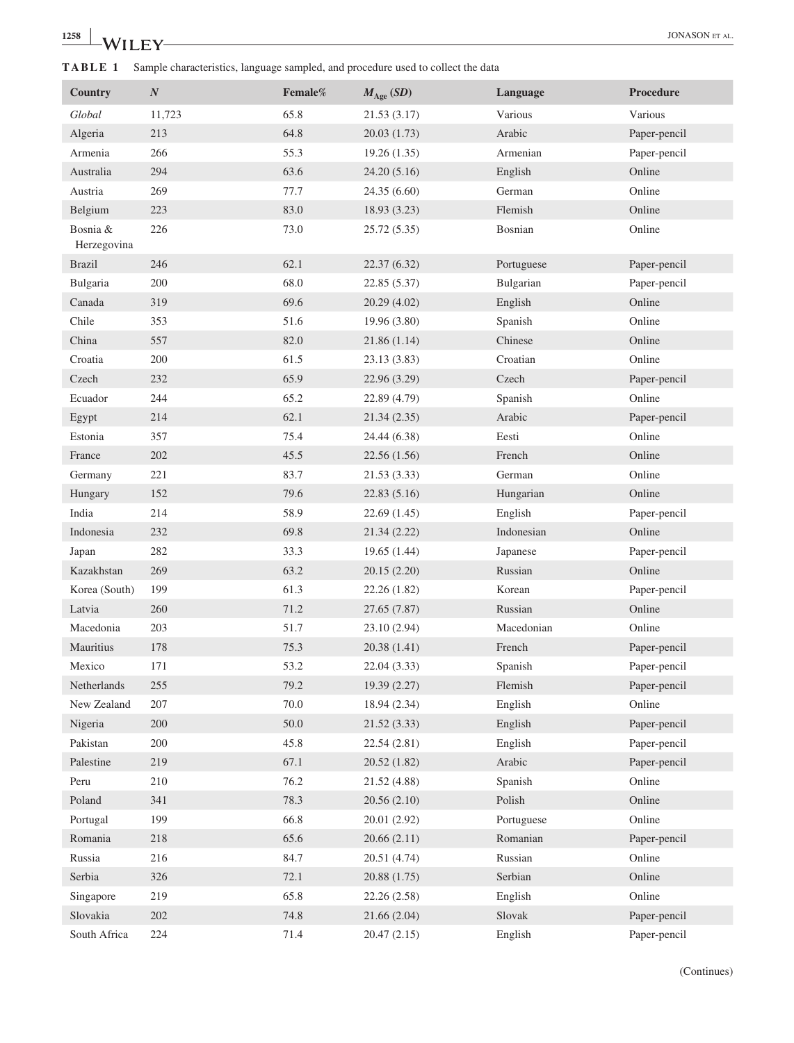**TABLE 1** Sample characteristics, language sampled, and procedure used to collect the data

| Country | $N$ | Female% | $M_{Age}$ ($SD$) | Language | Procedure |
|---|---|---|---|---|---|
| *Global* | 11,723 | 65.8 | 21.53 (3.17) | Various | Various |
| Algeria | 213 | 64.8 | 20.03 (1.73) | Arabic | Paper-pencil |
| Armenia | 266 | 55.3 | 19.26 (1.35) | Armenian | Paper-pencil |
| Australia | 294 | 63.6 | 24.20 (5.16) | English | Online |
| Austria | 269 | 77.7 | 24.35 (6.60) | German | Online |
| Belgium | 223 | 83.0 | 18.93 (3.23) | Flemish | Online |
| Bosnia & Herzegovina | 226 | 73.0 | 25.72 (5.35) | Bosnian | Online |
| Brazil | 246 | 62.1 | 22.37 (6.32) | Portuguese | Paper-pencil |
| Bulgaria | 200 | 68.0 | 22.85 (5.37) | Bulgarian | Paper-pencil |
| Canada | 319 | 69.6 | 20.29 (4.02) | English | Online |
| Chile | 353 | 51.6 | 19.96 (3.80) | Spanish | Online |
| China | 557 | 82.0 | 21.86 (1.14) | Chinese | Online |
| Croatia | 200 | 61.5 | 23.13 (3.83) | Croatian | Online |
| Czech | 232 | 65.9 | 22.96 (3.29) | Czech | Paper-pencil |
| Ecuador | 244 | 65.2 | 22.89 (4.79) | Spanish | Online |
| Egypt | 214 | 62.1 | 21.34 (2.35) | Arabic | Paper-pencil |
| Estonia | 357 | 75.4 | 24.44 (6.38) | Eesti | Online |
| France | 202 | 45.5 | 22.56 (1.56) | French | Online |
| Germany | 221 | 83.7 | 21.53 (3.33) | German | Online |
| Hungary | 152 | 79.6 | 22.83 (5.16) | Hungarian | Online |
| India | 214 | 58.9 | 22.69 (1.45) | English | Paper-pencil |
| Indonesia | 232 | 69.8 | 21.34 (2.22) | Indonesian | Online |
| Japan | 282 | 33.3 | 19.65 (1.44) | Japanese | Paper-pencil |
| Kazakhstan | 269 | 63.2 | 20.15 (2.20) | Russian | Online |
| Korea (South) | 199 | 61.3 | 22.26 (1.82) | Korean | Paper-pencil |
| Latvia | 260 | 71.2 | 27.65 (7.87) | Russian | Online |
| Macedonia | 203 | 51.7 | 23.10 (2.94) | Macedonian | Online |
| Mauritius | 178 | 75.3 | 20.38 (1.41) | French | Paper-pencil |
| Mexico | 171 | 53.2 | 22.04 (3.33) | Spanish | Paper-pencil |
| Netherlands | 255 | 79.2 | 19.39 (2.27) | Flemish | Paper-pencil |
| New Zealand | 207 | 70.0 | 18.94 (2.34) | English | Online |
| Nigeria | 200 | 50.0 | 21.52 (3.33) | English | Paper-pencil |
| Pakistan | 200 | 45.8 | 22.54 (2.81) | English | Paper-pencil |
| Palestine | 219 | 67.1 | 20.52 (1.82) | Arabic | Paper-pencil |
| Peru | 210 | 76.2 | 21.52 (4.88) | Spanish | Online |
| Poland | 341 | 78.3 | 20.56 (2.10) | Polish | Online |
| Portugal | 199 | 66.8 | 20.01 (2.92) | Portuguese | Online |
| Romania | 218 | 65.6 | 20.66 (2.11) | Romanian | Paper-pencil |
| Russia | 216 | 84.7 | 20.51 (4.74) | Russian | Online |
| Serbia | 326 | 72.1 | 20.88 (1.75) | Serbian | Online |
| Singapore | 219 | 65.8 | 22.26 (2.58) | English | Online |
| Slovakia | 202 | 74.8 | 21.66 (2.04) | Slovak | Paper-pencil |
| South Africa | 224 | 71.4 | 20.47 (2.15) | English | Paper-pencil |

(Continues)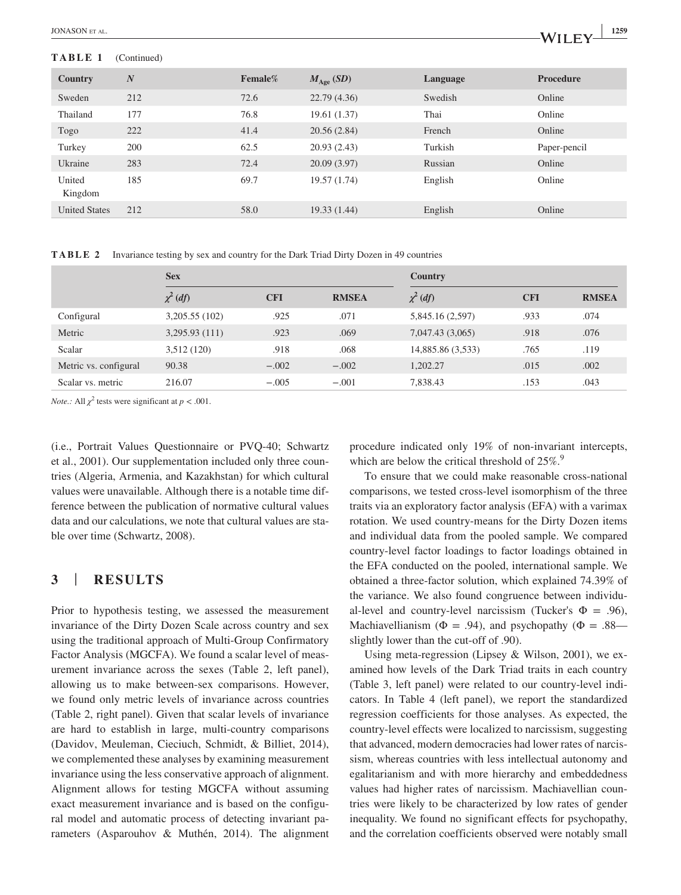**TABLE 1** (Continued)

| Country | $N$ | Female% | $M_{\text{Age}}$ ($SD$) | Language | Procedure |
|---|---|---|---|---|---|
| Sweden | 212 | 72.6 | 22.79 (4.36) | Swedish | Online |
| Thailand | 177 | 76.8 | 19.61 (1.37) | Thai | Online |
| Togo | 222 | 41.4 | 20.56 (2.84) | French | Online |
| Turkey | 200 | 62.5 | 20.93 (2.43) | Turkish | Paper-pencil |
| Ukraine | 283 | 72.4 | 20.09 (3.97) | Russian | Online |
| United Kingdom | 185 | 69.7 | 19.57 (1.74) | English | Online |
| United States | 212 | 58.0 | 19.33 (1.44) | English | Online |

**TABLE 2** Invariance testing by sex and country for the Dark Triad Dirty Dozen in 49 countries

| | Sex | | | Country | | |
|---|---|---|---|---|---|---|
| | $\chi^2$ ($df$) | CFI | RMSEA | $\chi^2$ ($df$) | CFI | RMSEA |
| Configural | 3,205.55 (102) | .925 | .071 | 5,845.16 (2,597) | .933 | .074 |
| Metric | 3,295.93 (111) | .923 | .069 | 7,047.43 (3,065) | .918 | .076 |
| Scalar | 3,512 (120) | .918 | .068 | 14,885.86 (3,533) | .765 | .119 |
| Metric vs. configural | 90.38 | −.002 | −.002 | 1,202.27 | .015 | .002 |
| Scalar vs. metric | 216.07 | −.005 | −.001 | 7,838.43 | .153 | .043 |

*Note.:* All $\chi^2$ tests were significant at $p < .001$.

(i.e., Portrait Values Questionnaire or PVQ-40; Schwartz et al., 2001). Our supplementation included only three countries (Algeria, Armenia, and Kazakhstan) for which cultural values were unavailable. Although there is a notable time difference between the publication of normative cultural values data and our calculations, we note that cultural values are stable over time (Schwartz, 2008).

## 3 | RESULTS

Prior to hypothesis testing, we assessed the measurement invariance of the Dirty Dozen Scale across country and sex using the traditional approach of Multi-Group Confirmatory Factor Analysis (MGCFA). We found a scalar level of measurement invariance across the sexes (Table 2, left panel), allowing us to make between-sex comparisons. However, we found only metric levels of invariance across countries (Table 2, right panel). Given that scalar levels of invariance are hard to establish in large, multi-country comparisons (Davidov, Meuleman, Cieciuch, Schmidt, & Billiet, 2014), we complemented these analyses by examining measurement invariance using the less conservative approach of alignment. Alignment allows for testing MGCFA without assuming exact measurement invariance and is based on the configural model and automatic process of detecting invariant parameters (Asparouhov & Muthén, 2014). The alignment procedure indicated only 19% of non-invariant intercepts, which are below the critical threshold of 25%.[9]

To ensure that we could make reasonable cross-national comparisons, we tested cross-level isomorphism of the three traits via an exploratory factor analysis (EFA) with a varimax rotation. We used country-means for the Dirty Dozen items and individual data from the pooled sample. We compared country-level factor loadings to factor loadings obtained in the EFA conducted on the pooled, international sample. We obtained a three-factor solution, which explained 74.39% of the variance. We also found congruence between individual-level and country-level narcissism (Tucker's $\Phi = .96$), Machiavellianism ($\Phi = .94$), and psychopathy ($\Phi = .88$—slightly lower than the cut-off of .90).

Using meta-regression (Lipsey & Wilson, 2001), we examined how levels of the Dark Triad traits in each country (Table 3, left panel) were related to our country-level indicators. In Table 4 (left panel), we report the standardized regression coefficients for those analyses. As expected, the country-level effects were localized to narcissism, suggesting that advanced, modern democracies had lower rates of narcissism, whereas countries with less intellectual autonomy and egalitarianism and with more hierarchy and embeddedness values had higher rates of narcissism. Machiavellian countries were likely to be characterized by low rates of gender inequality. We found no significant effects for psychopathy, and the correlation coefficients observed were notably small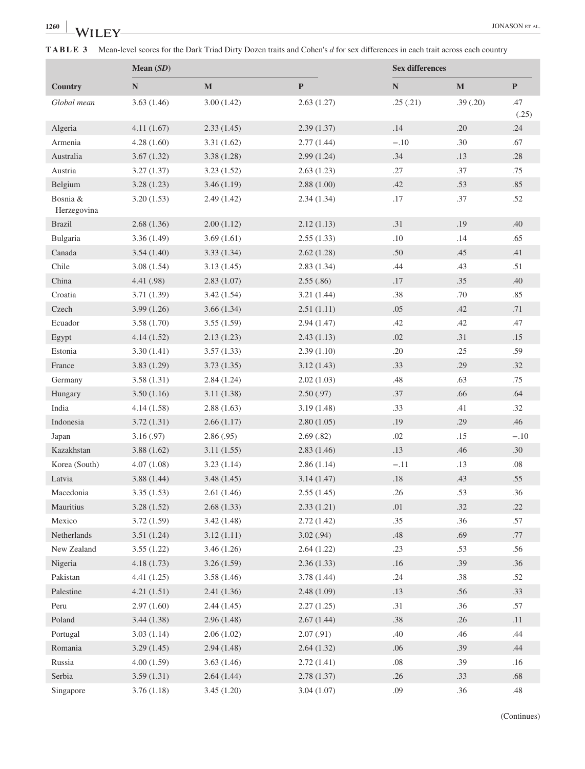**TABLE 3** Mean-level scores for the Dark Triad Dirty Dozen traits and Cohen's *d* for sex differences in each trait across each country

| | Mean (*SD*) | | | Sex differences | | |
|---|---|---|---|---|---|---|
| Country | N | M | P | N | M | P |
| *Global mean* | 3.63 (1.46) | 3.00 (1.42) | 2.63 (1.27) | .25 (.21) | .39 (.20) | .47 (.25) |
| Algeria | 4.11 (1.67) | 2.33 (1.45) | 2.39 (1.37) | .14 | .20 | .24 |
| Armenia | 4.28 (1.60) | 3.31 (1.62) | 2.77 (1.44) | −.10 | .30 | .67 |
| Australia | 3.67 (1.32) | 3.38 (1.28) | 2.99 (1.24) | .34 | .13 | .28 |
| Austria | 3.27 (1.37) | 3.23 (1.52) | 2.63 (1.23) | .27 | .37 | .75 |
| Belgium | 3.28 (1.23) | 3.46 (1.19) | 2.88 (1.00) | .42 | .53 | .85 |
| Bosnia & Herzegovina | 3.20 (1.53) | 2.49 (1.42) | 2.34 (1.34) | .17 | .37 | .52 |
| Brazil | 2.68 (1.36) | 2.00 (1.12) | 2.12 (1.13) | .31 | .19 | .40 |
| Bulgaria | 3.36 (1.49) | 3.69 (1.61) | 2.55 (1.33) | .10 | .14 | .65 |
| Canada | 3.54 (1.40) | 3.33 (1.34) | 2.62 (1.28) | .50 | .45 | .41 |
| Chile | 3.08 (1.54) | 3.13 (1.45) | 2.83 (1.34) | .44 | .43 | .51 |
| China | 4.41 (.98) | 2.83 (1.07) | 2.55 (.86) | .17 | .35 | .40 |
| Croatia | 3.71 (1.39) | 3.42 (1.54) | 3.21 (1.44) | .38 | .70 | .85 |
| Czech | 3.99 (1.26) | 3.66 (1.34) | 2.51 (1.11) | .05 | .42 | .71 |
| Ecuador | 3.58 (1.70) | 3.55 (1.59) | 2.94 (1.47) | .42 | .42 | .47 |
| Egypt | 4.14 (1.52) | 2.13 (1.23) | 2.43 (1.13) | .02 | .31 | .15 |
| Estonia | 3.30 (1.41) | 3.57 (1.33) | 2.39 (1.10) | .20 | .25 | .59 |
| France | 3.83 (1.29) | 3.73 (1.35) | 3.12 (1.43) | .33 | .29 | .32 |
| Germany | 3.58 (1.31) | 2.84 (1.24) | 2.02 (1.03) | .48 | .63 | .75 |
| Hungary | 3.50 (1.16) | 3.11 (1.38) | 2.50 (.97) | .37 | .66 | .64 |
| India | 4.14 (1.58) | 2.88 (1.63) | 3.19 (1.48) | .33 | .41 | .32 |
| Indonesia | 3.72 (1.31) | 2.66 (1.17) | 2.80 (1.05) | .19 | .29 | .46 |
| Japan | 3.16 (.97) | 2.86 (.95) | 2.69 (.82) | .02 | .15 | −.10 |
| Kazakhstan | 3.88 (1.62) | 3.11 (1.55) | 2.83 (1.46) | .13 | .46 | .30 |
| Korea (South) | 4.07 (1.08) | 3.23 (1.14) | 2.86 (1.14) | −.11 | .13 | .08 |
| Latvia | 3.88 (1.44) | 3.48 (1.45) | 3.14 (1.47) | .18 | .43 | .55 |
| Macedonia | 3.35 (1.53) | 2.61 (1.46) | 2.55 (1.45) | .26 | .53 | .36 |
| Mauritius | 3.28 (1.52) | 2.68 (1.33) | 2.33 (1.21) | .01 | .32 | .22 |
| Mexico | 3.72 (1.59) | 3.42 (1.48) | 2.72 (1.42) | .35 | .36 | .57 |
| Netherlands | 3.51 (1.24) | 3.12 (1.11) | 3.02 (.94) | .48 | .69 | .77 |
| New Zealand | 3.55 (1.22) | 3.46 (1.26) | 2.64 (1.22) | .23 | .53 | .56 |
| Nigeria | 4.18 (1.73) | 3.26 (1.59) | 2.36 (1.33) | .16 | .39 | .36 |
| Pakistan | 4.41 (1.25) | 3.58 (1.46) | 3.78 (1.44) | .24 | .38 | .52 |
| Palestine | 4.21 (1.51) | 2.41 (1.36) | 2.48 (1.09) | .13 | .56 | .33 |
| Peru | 2.97 (1.60) | 2.44 (1.45) | 2.27 (1.25) | .31 | .36 | .57 |
| Poland | 3.44 (1.38) | 2.96 (1.48) | 2.67 (1.44) | .38 | .26 | .11 |
| Portugal | 3.03 (1.14) | 2.06 (1.02) | 2.07 (.91) | .40 | .46 | .44 |
| Romania | 3.29 (1.45) | 2.94 (1.48) | 2.64 (1.32) | .06 | .39 | .44 |
| Russia | 4.00 (1.59) | 3.63 (1.46) | 2.72 (1.41) | .08 | .39 | .16 |
| Serbia | 3.59 (1.31) | 2.64 (1.44) | 2.78 (1.37) | .26 | .33 | .68 |
| Singapore | 3.76 (1.18) | 3.45 (1.20) | 3.04 (1.07) | .09 | .36 | .48 |

(Continues)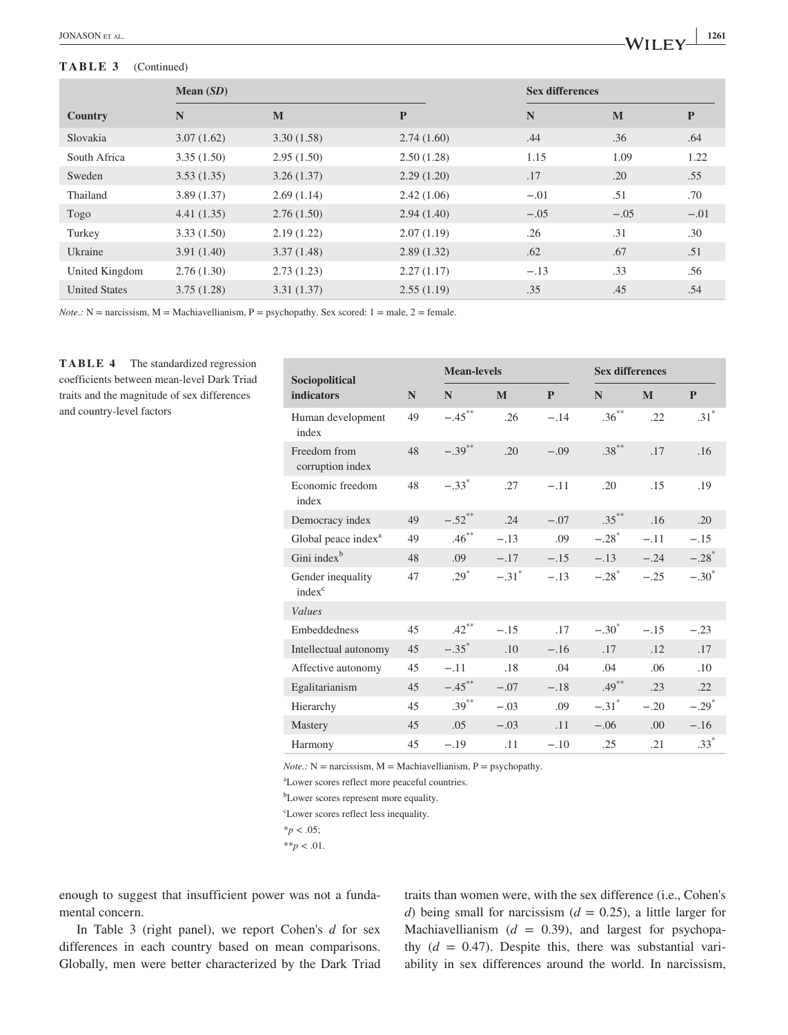**TABLE 3** (Continued)

| Country | Mean (*SD*) | | | Sex differences | | |
|---|---|---|---|---|---|---|
| | N | M | P | N | M | P |
| Slovakia | 3.07 (1.62) | 3.30 (1.58) | 2.74 (1.60) | .44 | .36 | .64 |
| South Africa | 3.35 (1.50) | 2.95 (1.50) | 2.50 (1.28) | 1.15 | 1.09 | 1.22 |
| Sweden | 3.53 (1.35) | 3.26 (1.37) | 2.29 (1.20) | .17 | .20 | .55 |
| Thailand | 3.89 (1.37) | 2.69 (1.14) | 2.42 (1.06) | −.01 | .51 | .70 |
| Togo | 4.41 (1.35) | 2.76 (1.50) | 2.94 (1.40) | −.05 | −.05 | −.01 |
| Turkey | 3.33 (1.50) | 2.19 (1.22) | 2.07 (1.19) | .26 | .31 | .30 |
| Ukraine | 3.91 (1.40) | 3.37 (1.48) | 2.89 (1.32) | .62 | .67 | .51 |
| United Kingdom | 2.76 (1.30) | 2.73 (1.23) | 2.27 (1.17) | −.13 | .33 | .56 |
| United States | 3.75 (1.28) | 3.31 (1.37) | 2.55 (1.19) | .35 | .45 | .54 |

*Note.:* N = narcissism, M = Machiavellianism, P = psychopathy. Sex scored: 1 = male, 2 = female.

**TABLE 4** The standardized regression coefficients between mean-level Dark Triad traits and the magnitude of sex differences and country-level factors

| Sociopolitical indicators | N | Mean-levels | | | Sex differences | | |
|---|---|---|---|---|---|---|---|
| | | N | M | P | N | M | P |
| Human development index | 49 | −.45** | .26 | −.14 | .36** | .22 | .31* |
| Freedom from corruption index | 48 | −.39** | .20 | −.09 | .38** | .17 | .16 |
| Economic freedom index | 48 | −.33* | .27 | −.11 | .20 | .15 | .19 |
| Democracy index | 49 | −.52** | .24 | −.07 | .35** | .16 | .20 |
| Global peace index[a] | 49 | .46** | −.13 | .09 | −.28* | −.11 | −.15 |
| Gini index[b] | 48 | .09 | −.17 | −.15 | −.13 | −.24 | −.28* |
| Gender inequality index[c] | 47 | .29* | −.31* | −.13 | −.28* | −.25 | −.30* |
| *Values* | | | | | | | |
| Embeddedness | 45 | .42** | −.15 | .17 | −.30* | −.15 | −.23 |
| Intellectual autonomy | 45 | −.35* | .10 | −.16 | .17 | .12 | .17 |
| Affective autonomy | 45 | −.11 | .18 | .04 | .04 | .06 | .10 |
| Egalitarianism | 45 | −.45** | −.07 | −.18 | .49** | .23 | .22 |
| Hierarchy | 45 | .39** | −.03 | .09 | −.31* | −.20 | −.29* |
| Mastery | 45 | .05 | −.03 | .11 | −.06 | .00 | −.16 |
| Harmony | 45 | −.19 | .11 | −.10 | .25 | .21 | .33* |

*Note.:* N = narcissism, M = Machiavellianism, P = psychopathy.

[a]Lower scores reflect more peaceful countries.

[b]Lower scores represent more equality.

[c]Lower scores reflect less inequality.

*$p < .05$;

**$p < .01$.

enough to suggest that insufficient power was not a fundamental concern.

In Table 3 (right panel), we report Cohen's *d* for sex differences in each country based on mean comparisons. Globally, men were better characterized by the Dark Triad traits than women were, with the sex difference (i.e., Cohen's *d*) being small for narcissism ($d = 0.25$), a little larger for Machiavellianism ($d = 0.39$), and largest for psychopathy ($d = 0.47$). Despite this, there was substantial variability in sex differences around the world. In narcissism,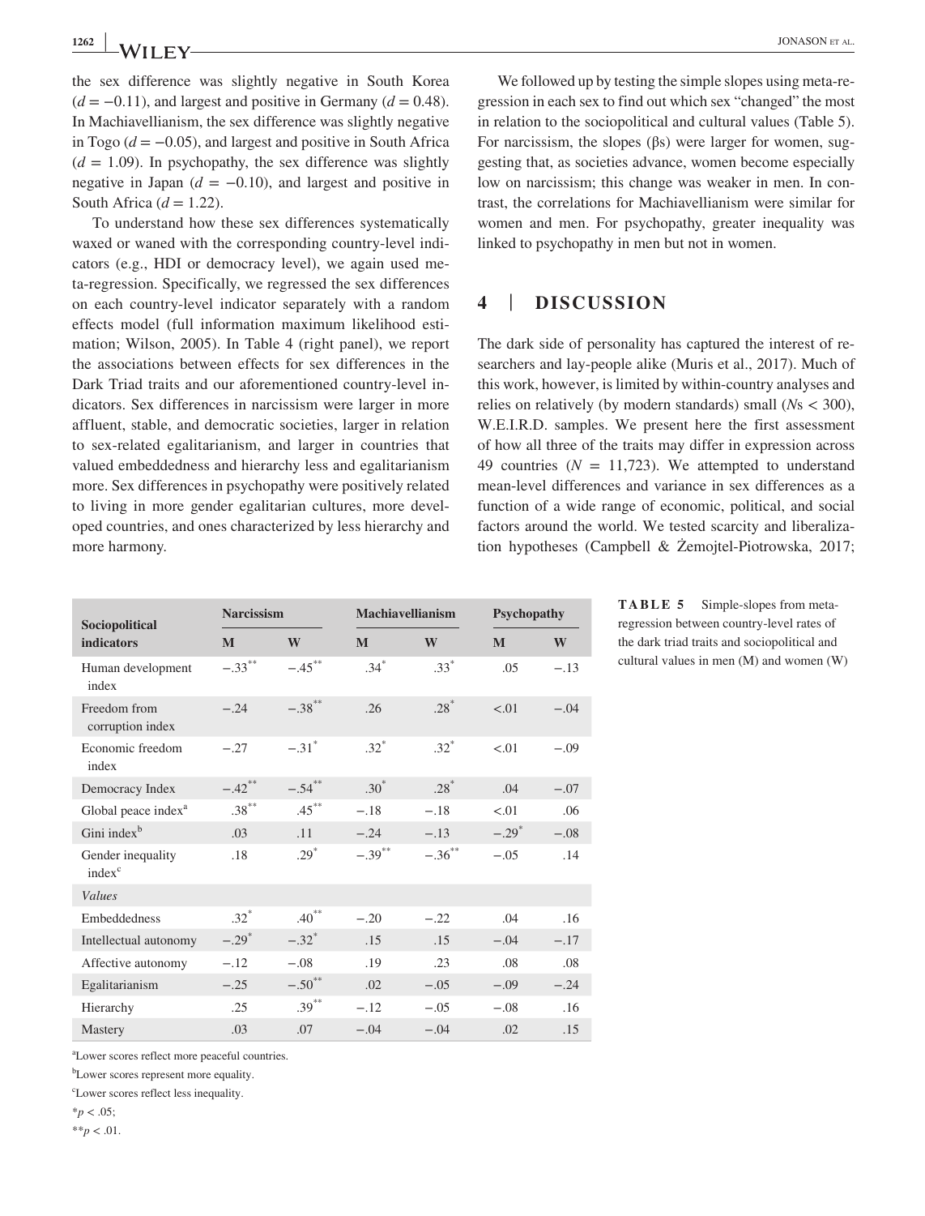the sex difference was slightly negative in South Korea ($d = -0.11$), and largest and positive in Germany ($d = 0.48$). In Machiavellianism, the sex difference was slightly negative in Togo ($d = -0.05$), and largest and positive in South Africa ($d = 1.09$). In psychopathy, the sex difference was slightly negative in Japan ($d = -0.10$), and largest and positive in South Africa ($d = 1.22$).

To understand how these sex differences systematically waxed or waned with the corresponding country-level indicators (e.g., HDI or democracy level), we again used meta-regression. Specifically, we regressed the sex differences on each country-level indicator separately with a random effects model (full information maximum likelihood estimation; Wilson, 2005). In Table 4 (right panel), we report the associations between effects for sex differences in the Dark Triad traits and our aforementioned country-level indicators. Sex differences in narcissism were larger in more affluent, stable, and democratic societies, larger in relation to sex-related egalitarianism, and larger in countries that valued embeddedness and hierarchy less and egalitarianism more. Sex differences in psychopathy were positively related to living in more gender egalitarian cultures, more developed countries, and ones characterized by less hierarchy and more harmony.

We followed up by testing the simple slopes using meta-regression in each sex to find out which sex "changed" the most in relation to the sociopolitical and cultural values (Table 5). For narcissism, the slopes (βs) were larger for women, suggesting that, as societies advance, women become especially low on narcissism; this change was weaker in men. In contrast, the correlations for Machiavellianism were similar for women and men. For psychopathy, greater inequality was linked to psychopathy in men but not in women.

## 4 | DISCUSSION

The dark side of personality has captured the interest of researchers and lay-people alike (Muris et al., 2017). Much of this work, however, is limited by within-country analyses and relies on relatively (by modern standards) small ($N$s < 300), W.E.I.R.D. samples. We present here the first assessment of how all three of the traits may differ in expression across 49 countries ($N$ = 11,723). We attempted to understand mean-level differences and variance in sex differences as a function of a wide range of economic, political, and social factors around the world. We tested scarcity and liberalization hypotheses (Campbell & Żemojtel-Piotrowska, 2017;

**TABLE 5** Simple-slopes from meta-regression between country-level rates of the dark triad traits and sociopolitical and cultural values in men (M) and women (W)

| Sociopolitical indicators | Narcissism | | Machiavellianism | | Psychopathy | |
|---|---|---|---|---|---|---|
| | M | W | M | W | M | W |
| Human development index | −.33** | −.45** | .34* | .33* | .05 | −.13 |
| Freedom from corruption index | −.24 | −.38** | .26 | .28* | <.01 | −.04 |
| Economic freedom index | −.27 | −.31* | .32* | .32* | <.01 | −.09 |
| Democracy Index | −.42** | −.54** | .30* | .28* | .04 | −.07 |
| Global peace index[a] | .38** | .45** | −.18 | −.18 | <.01 | .06 |
| Gini index[b] | .03 | .11 | −.24 | −.13 | −.29* | −.08 |
| Gender inequality index[c] | .18 | .29* | −.39** | −.36** | −.05 | .14 |
| *Values* | | | | | | |
| Embeddedness | .32* | .40** | −.20 | −.22 | .04 | .16 |
| Intellectual autonomy | −.29* | −.32* | .15 | .15 | −.04 | −.17 |
| Affective autonomy | −.12 | −.08 | .19 | .23 | .08 | .08 |
| Egalitarianism | −.25 | −.50** | .02 | −.05 | −.09 | −.24 |
| Hierarchy | .25 | .39** | −.12 | −.05 | −.08 | .16 |
| Mastery | .03 | .07 | −.04 | −.04 | .02 | .15 |

[a]Lower scores reflect more peaceful countries.

[b]Lower scores represent more equality.

[c]Lower scores reflect less inequality.

*$p$ < .05;

**$p$ < .01.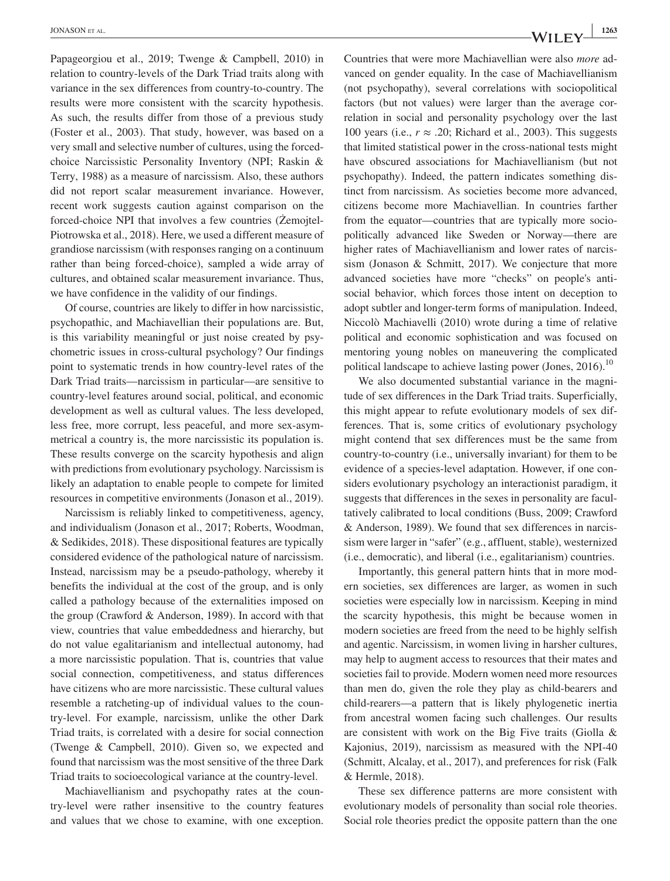Papageorgiou et al., 2019; Twenge & Campbell, 2010) in relation to country-levels of the Dark Triad traits along with variance in the sex differences from country-to-country. The results were more consistent with the scarcity hypothesis. As such, the results differ from those of a previous study (Foster et al., 2003). That study, however, was based on a very small and selective number of cultures, using the forced-choice Narcissistic Personality Inventory (NPI; Raskin & Terry, 1988) as a measure of narcissism. Also, these authors did not report scalar measurement invariance. However, recent work suggests caution against comparison on the forced-choice NPI that involves a few countries (Żemojtel-Piotrowska et al., 2018). Here, we used a different measure of grandiose narcissism (with responses ranging on a continuum rather than being forced-choice), sampled a wide array of cultures, and obtained scalar measurement invariance. Thus, we have confidence in the validity of our findings.

Of course, countries are likely to differ in how narcissistic, psychopathic, and Machiavellian their populations are. But, is this variability meaningful or just noise created by psychometric issues in cross-cultural psychology? Our findings point to systematic trends in how country-level rates of the Dark Triad traits—narcissism in particular—are sensitive to country-level features around social, political, and economic development as well as cultural values. The less developed, less free, more corrupt, less peaceful, and more sex-asymmetrical a country is, the more narcissistic its population is. These results converge on the scarcity hypothesis and align with predictions from evolutionary psychology. Narcissism is likely an adaptation to enable people to compete for limited resources in competitive environments (Jonason et al., 2019).

Narcissism is reliably linked to competitiveness, agency, and individualism (Jonason et al., 2017; Roberts, Woodman, & Sedikides, 2018). These dispositional features are typically considered evidence of the pathological nature of narcissism. Instead, narcissism may be a pseudo-pathology, whereby it benefits the individual at the cost of the group, and is only called a pathology because of the externalities imposed on the group (Crawford & Anderson, 1989). In accord with that view, countries that value embeddedness and hierarchy, but do not value egalitarianism and intellectual autonomy, had a more narcissistic population. That is, countries that value social connection, competitiveness, and status differences have citizens who are more narcissistic. These cultural values resemble a ratcheting-up of individual values to the country-level. For example, narcissism, unlike the other Dark Triad traits, is correlated with a desire for social connection (Twenge & Campbell, 2010). Given so, we expected and found that narcissism was the most sensitive of the three Dark Triad traits to socioecological variance at the country-level.

Machiavellianism and psychopathy rates at the country-level were rather insensitive to the country features and values that we chose to examine, with one exception. Countries that were more Machiavellian were also *more* advanced on gender equality. In the case of Machiavellianism (not psychopathy), several correlations with sociopolitical factors (but not values) were larger than the average correlation in social and personality psychology over the last 100 years (i.e., $r \approx .20$; Richard et al., 2003). This suggests that limited statistical power in the cross-national tests might have obscured associations for Machiavellianism (but not psychopathy). Indeed, the pattern indicates something distinct from narcissism. As societies become more advanced, citizens become more Machiavellian. In countries farther from the equator—countries that are typically more sociopolitically advanced like Sweden or Norway—there are higher rates of Machiavellianism and lower rates of narcissism (Jonason & Schmitt, 2017). We conjecture that more advanced societies have more "checks" on people's antisocial behavior, which forces those intent on deception to adopt subtler and longer-term forms of manipulation. Indeed, Niccolò Machiavelli (2010) wrote during a time of relative political and economic sophistication and was focused on mentoring young nobles on maneuvering the complicated political landscape to achieve lasting power (Jones, 2016).[10]

We also documented substantial variance in the magnitude of sex differences in the Dark Triad traits. Superficially, this might appear to refute evolutionary models of sex differences. That is, some critics of evolutionary psychology might contend that sex differences must be the same from country-to-country (i.e., universally invariant) for them to be evidence of a species-level adaptation. However, if one considers evolutionary psychology an interactionist paradigm, it suggests that differences in the sexes in personality are facultatively calibrated to local conditions (Buss, 2009; Crawford & Anderson, 1989). We found that sex differences in narcissism were larger in "safer" (e.g., affluent, stable), westernized (i.e., democratic), and liberal (i.e., egalitarianism) countries.

Importantly, this general pattern hints that in more modern societies, sex differences are larger, as women in such societies were especially low in narcissism. Keeping in mind the scarcity hypothesis, this might be because women in modern societies are freed from the need to be highly selfish and agentic. Narcissism, in women living in harsher cultures, may help to augment access to resources that their mates and societies fail to provide. Modern women need more resources than men do, given the role they play as child-bearers and child-rearers—a pattern that is likely phylogenetic inertia from ancestral women facing such challenges. Our results are consistent with work on the Big Five traits (Giolla & Kajonius, 2019), narcissism as measured with the NPI-40 (Schmitt, Alcalay, et al., 2017), and preferences for risk (Falk & Hermle, 2018).

These sex difference patterns are more consistent with evolutionary models of personality than social role theories. Social role theories predict the opposite pattern than the one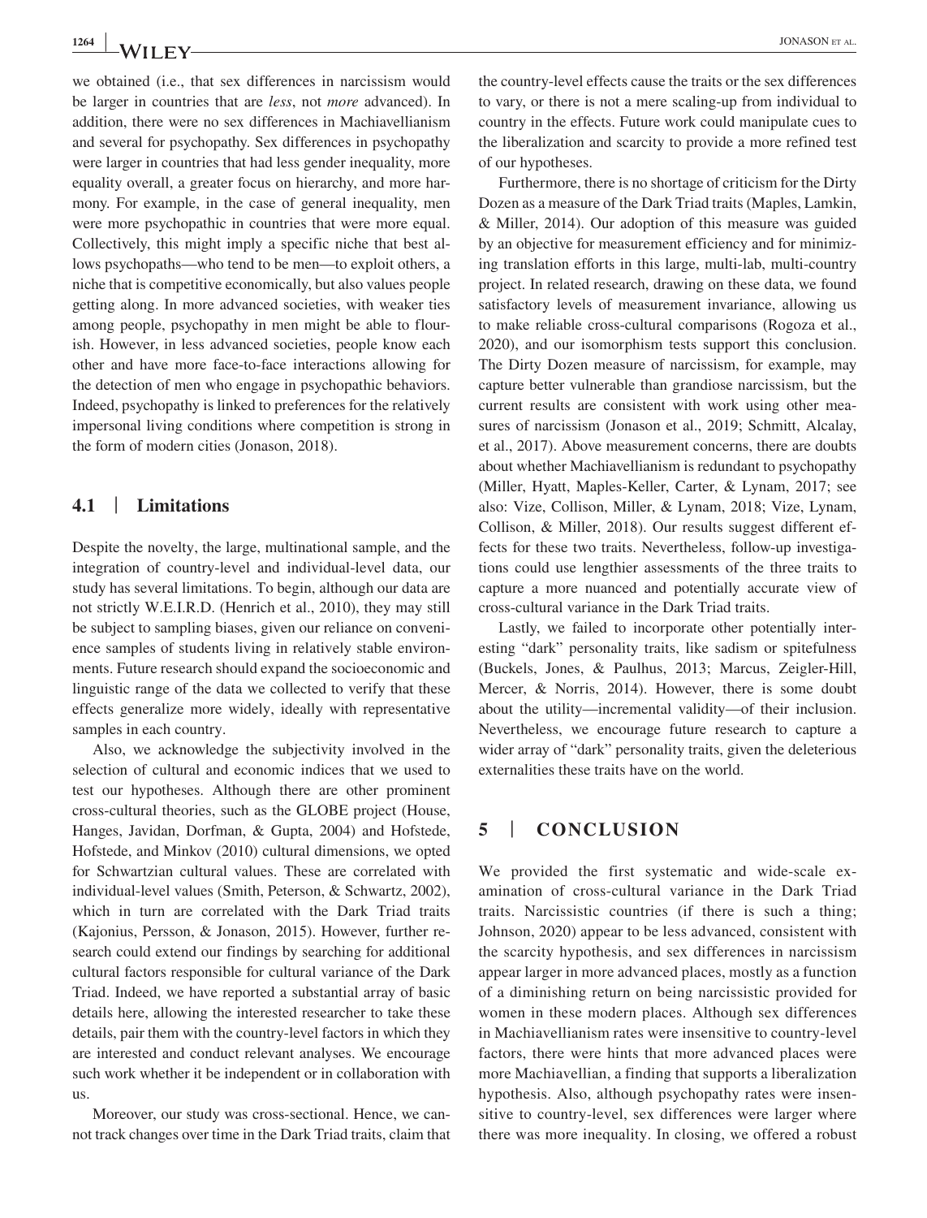we obtained (i.e., that sex differences in narcissism would be larger in countries that are *less*, not *more* advanced). In addition, there were no sex differences in Machiavellianism and several for psychopathy. Sex differences in psychopathy were larger in countries that had less gender inequality, more equality overall, a greater focus on hierarchy, and more harmony. For example, in the case of general inequality, men were more psychopathic in countries that were more equal. Collectively, this might imply a specific niche that best allows psychopaths—who tend to be men—to exploit others, a niche that is competitive economically, but also values people getting along. In more advanced societies, with weaker ties among people, psychopathy in men might be able to flourish. However, in less advanced societies, people know each other and have more face-to-face interactions allowing for the detection of men who engage in psychopathic behaviors. Indeed, psychopathy is linked to preferences for the relatively impersonal living conditions where competition is strong in the form of modern cities (Jonason, 2018).

## 4.1 | Limitations

Despite the novelty, the large, multinational sample, and the integration of country-level and individual-level data, our study has several limitations. To begin, although our data are not strictly W.E.I.R.D. (Henrich et al., 2010), they may still be subject to sampling biases, given our reliance on convenience samples of students living in relatively stable environments. Future research should expand the socioeconomic and linguistic range of the data we collected to verify that these effects generalize more widely, ideally with representative samples in each country.

Also, we acknowledge the subjectivity involved in the selection of cultural and economic indices that we used to test our hypotheses. Although there are other prominent cross-cultural theories, such as the GLOBE project (House, Hanges, Javidan, Dorfman, & Gupta, 2004) and Hofstede, Hofstede, and Minkov (2010) cultural dimensions, we opted for Schwartzian cultural values. These are correlated with individual-level values (Smith, Peterson, & Schwartz, 2002), which in turn are correlated with the Dark Triad traits (Kajonius, Persson, & Jonason, 2015). However, further research could extend our findings by searching for additional cultural factors responsible for cultural variance of the Dark Triad. Indeed, we have reported a substantial array of basic details here, allowing the interested researcher to take these details, pair them with the country-level factors in which they are interested and conduct relevant analyses. We encourage such work whether it be independent or in collaboration with us.

Moreover, our study was cross-sectional. Hence, we cannot track changes over time in the Dark Triad traits, claim that the country-level effects cause the traits or the sex differences to vary, or there is not a mere scaling-up from individual to country in the effects. Future work could manipulate cues to the liberalization and scarcity to provide a more refined test of our hypotheses.

Furthermore, there is no shortage of criticism for the Dirty Dozen as a measure of the Dark Triad traits (Maples, Lamkin, & Miller, 2014). Our adoption of this measure was guided by an objective for measurement efficiency and for minimizing translation efforts in this large, multi-lab, multi-country project. In related research, drawing on these data, we found satisfactory levels of measurement invariance, allowing us to make reliable cross-cultural comparisons (Rogoza et al., 2020), and our isomorphism tests support this conclusion. The Dirty Dozen measure of narcissism, for example, may capture better vulnerable than grandiose narcissism, but the current results are consistent with work using other measures of narcissism (Jonason et al., 2019; Schmitt, Alcalay, et al., 2017). Above measurement concerns, there are doubts about whether Machiavellianism is redundant to psychopathy (Miller, Hyatt, Maples-Keller, Carter, & Lynam, 2017; see also: Vize, Collison, Miller, & Lynam, 2018; Vize, Lynam, Collison, & Miller, 2018). Our results suggest different effects for these two traits. Nevertheless, follow-up investigations could use lengthier assessments of the three traits to capture a more nuanced and potentially accurate view of cross-cultural variance in the Dark Triad traits.

Lastly, we failed to incorporate other potentially interesting "dark" personality traits, like sadism or spitefulness (Buckels, Jones, & Paulhus, 2013; Marcus, Zeigler-Hill, Mercer, & Norris, 2014). However, there is some doubt about the utility—incremental validity—of their inclusion. Nevertheless, we encourage future research to capture a wider array of "dark" personality traits, given the deleterious externalities these traits have on the world.

# 5 | CONCLUSION

We provided the first systematic and wide-scale examination of cross-cultural variance in the Dark Triad traits. Narcissistic countries (if there is such a thing; Johnson, 2020) appear to be less advanced, consistent with the scarcity hypothesis, and sex differences in narcissism appear larger in more advanced places, mostly as a function of a diminishing return on being narcissistic provided for women in these modern places. Although sex differences in Machiavellianism rates were insensitive to country-level factors, there were hints that more advanced places were more Machiavellian, a finding that supports a liberalization hypothesis. Also, although psychopathy rates were insensitive to country-level, sex differences were larger where there was more inequality. In closing, we offered a robust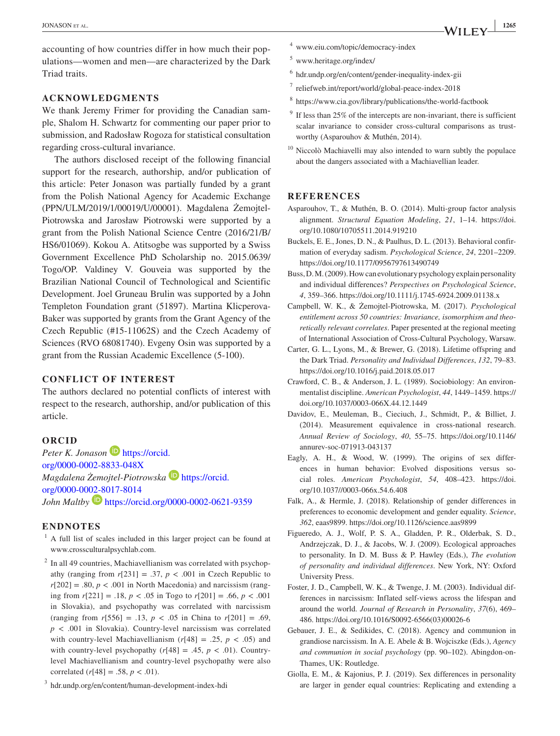accounting of how countries differ in how much their populations—women and men—are characterized by the Dark Triad traits.

## ACKNOWLEDGMENTS

We thank Jeremy Frimer for providing the Canadian sample, Shalom H. Schwartz for commenting our paper prior to submission, and Radosław Rogoza for statistical consultation regarding cross-cultural invariance.

The authors disclosed receipt of the following financial support for the research, authorship, and/or publication of this article: Peter Jonason was partially funded by a grant from the Polish National Agency for Academic Exchange (PPN/ULM/2019/1/00019/U/00001). Magdalena Żemojtel-Piotrowska and Jarosław Piotrowski were supported by a grant from the Polish National Science Centre (2016/21/B/HS6/01069). Kokou A. Atitsogbe was supported by a Swiss Government Excellence PhD Scholarship no. 2015.0639/Togo/OP. Valdiney V. Gouveia was supported by the Brazilian National Council of Technological and Scientific Development. Joel Gruneau Brulin was supported by a John Templeton Foundation grant (51897). Martina Klicperova-Baker was supported by grants from the Grant Agency of the Czech Republic (#15-11062S) and the Czech Academy of Sciences (RVO 68081740). Evgeny Osin was supported by a grant from the Russian Academic Excellence (5-100).

## CONFLICT OF INTEREST

The authors declared no potential conflicts of interest with respect to the research, authorship, and/or publication of this article.

## ORCID

*Peter K. Jonason* https://orcid.org/0000-0002-8833-048X
*Magdalena Żemojtel-Piotrowska* https://orcid.org/0000-0002-8017-8014
*John Maltby* https://orcid.org/0000-0002-0621-9359

## ENDNOTES

[1] A full list of scales included in this larger project can be found at www.crossculturalpsychlab.com.

[2] In all 49 countries, Machiavellianism was correlated with psychopathy (ranging from $r[231] = .37$, $p < .001$ in Czech Republic to $r[202] = .80$, $p < .001$ in North Macedonia) and narcissism (ranging from $r[221] = .18$, $p < .05$ in Togo to $r[201] = .66$, $p < .001$ in Slovakia), and psychopathy was correlated with narcissism (ranging from $r[556] = .13$, $p < .05$ in China to $r[201] = .69$, $p < .001$ in Slovakia). Country-level narcissism was correlated with country-level Machiavellianism ($r[48] = .25$, $p < .05$) and with country-level psychopathy ($r[48] = .45$, $p < .01$). Country-level Machiavellianism and country-level psychopathy were also correlated ($r[48] = .58$, $p < .01$).

[3] hdr.undp.org/en/content/human-development-index-hdi

[4] www.eiu.com/topic/democracy-index

[5] www.heritage.org/index/

[6] hdr.undp.org/en/content/gender-inequality-index-gii

[7] reliefweb.int/report/world/global-peace-index-2018

[8] https://www.cia.gov/library/publications/the-world-factbook

[9] If less than 25% of the intercepts are non-invariant, there is sufficient scalar invariance to consider cross-cultural comparisons as trustworthy (Asparouhov & Muthén, 2014).

[10] Niccolò Machiavelli may also intended to warn subtly the populace about the dangers associated with a Machiavellian leader.

## REFERENCES

Asparouhov, T., & Muthén, B. O. (2014). Multi-group factor analysis alignment. *Structural Equation Modeling*, *21*, 1–14. https://doi.org/10.1080/10705511.2014.919210

Buckels, E. E., Jones, D. N., & Paulhus, D. L. (2013). Behavioral confirmation of everyday sadism. *Psychological Science*, *24*, 2201–2209. https://doi.org/10.1177/0956797613490749

Buss, D. M. (2009). How can evolutionary psychology explain personality and individual differences? *Perspectives on Psychological Science*, *4*, 359–366. https://doi.org/10.1111/j.1745-6924.2009.01138.x

Campbell, W. K., & Żemojtel-Piotrowska, M. (2017). *Psychological entitlement across 50 countries: Invariance, isomorphism and theoretically relevant correlates*. Paper presented at the regional meeting of International Association of Cross-Cultural Psychology, Warsaw.

Carter, G. L., Lyons, M., & Brewer, G. (2018). Lifetime offspring and the Dark Triad. *Personality and Individual Differences*, *132*, 79–83. https://doi.org/10.1016/j.paid.2018.05.017

Crawford, C. B., & Anderson, J. L. (1989). Sociobiology: An environmentalist discipline. *American Psychologist*, *44*, 1449–1459. https://doi.org/10.1037/0003-066X.44.12.1449

Davidov, E., Meuleman, B., Cieciuch, J., Schmidt, P., & Billiet, J. (2014). Measurement equivalence in cross-national research. *Annual Review of Sociology*, *40*, 55–75. https://doi.org/10.1146/annurev-soc-071913-043137

Eagly, A. H., & Wood, W. (1999). The origins of sex differences in human behavior: Evolved dispositions versus social roles. *American Psychologist*, *54*, 408–423. https://doi.org/10.1037//0003-066x.54.6.408

Falk, A., & Hermle, J. (2018). Relationship of gender differences in preferences to economic development and gender equality. *Science*, *362*, eaas9899. https://doi.org/10.1126/science.aas9899

Figueredo, A. J., Wolf, P. S. A., Gladden, P. R., Olderbak, S. D., Andrzejczak, D. J., & Jacobs, W. J. (2009). Ecological approaches to personality. In D. M. Buss & P. Hawley (Eds.), *The evolution of personality and individual differences*. New York, NY: Oxford University Press.

Foster, J. D., Campbell, W. K., & Twenge, J. M. (2003). Individual differences in narcissism: Inflated self-views across the lifespan and around the world. *Journal of Research in Personality*, *37*(6), 469–486. https://doi.org/10.1016/S0092-6566(03)00026-6

Gebauer, J. E., & Sedikides, C. (2018). Agency and communion in grandiose narcissism. In A. E. Abele & B. Wojciszke (Eds.), *Agency and communion in social psychology* (pp. 90–102). Abingdon-on-Thames, UK: Routledge.

Giolla, E. M., & Kajonius, P. J. (2019). Sex differences in personality are larger in gender equal countries: Replicating and extending a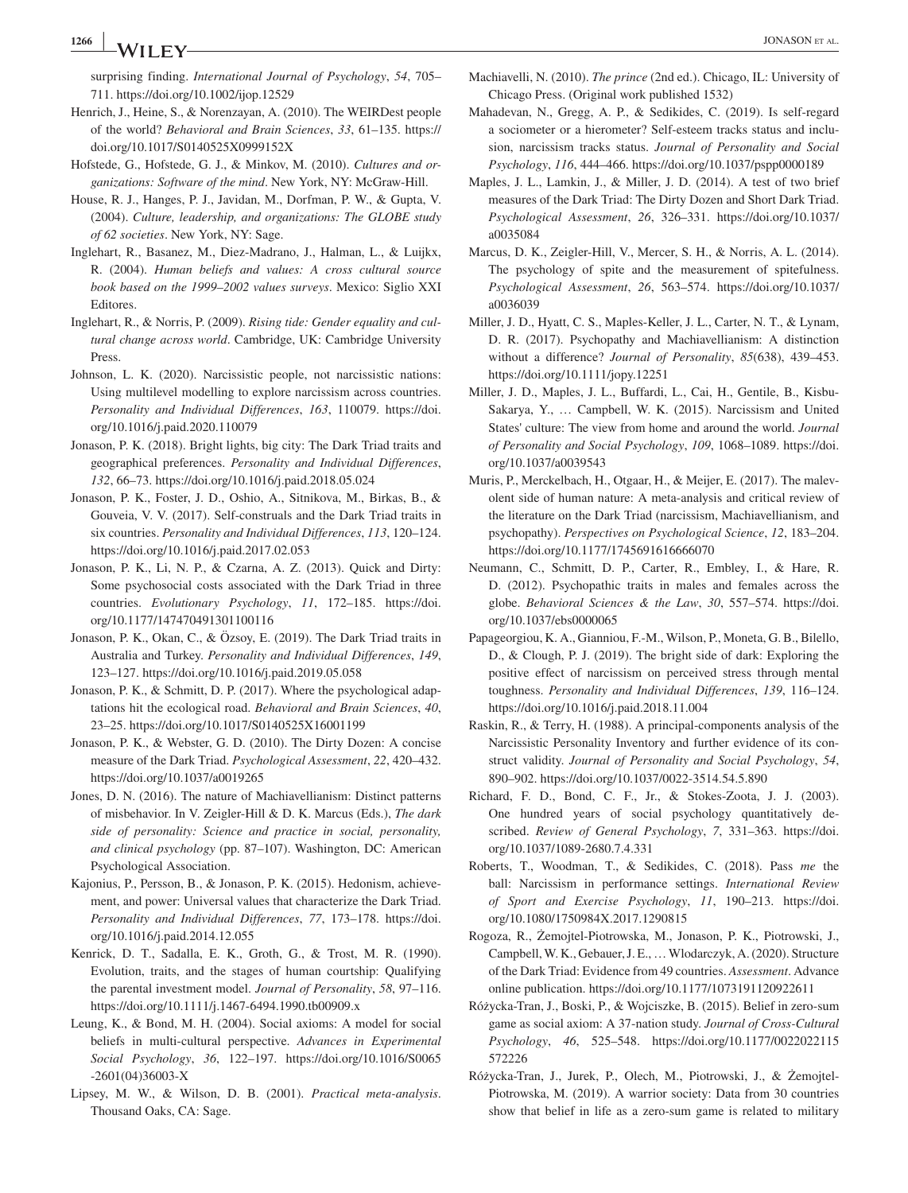surprising finding. *International Journal of Psychology*, *54*, 705–711. https://doi.org/10.1002/ijop.12529

Henrich, J., Heine, S., & Norenzayan, A. (2010). The WEIRDest people of the world? *Behavioral and Brain Sciences*, *33*, 61–135. https://doi.org/10.1017/S0140525X0999152X

Hofstede, G., Hofstede, G. J., & Minkov, M. (2010). *Cultures and organizations: Software of the mind*. New York, NY: McGraw-Hill.

House, R. J., Hanges, P. J., Javidan, M., Dorfman, P. W., & Gupta, V. (2004). *Culture, leadership, and organizations: The GLOBE study of 62 societies*. New York, NY: Sage.

Inglehart, R., Basanez, M., Diez-Madrano, J., Halman, L., & Luijkx, R. (2004). *Human beliefs and values: A cross cultural source book based on the 1999–2002 values surveys*. Mexico: Siglio XXI Editores.

Inglehart, R., & Norris, P. (2009). *Rising tide: Gender equality and cultural change across world*. Cambridge, UK: Cambridge University Press.

Johnson, L. K. (2020). Narcissistic people, not narcissistic nations: Using multilevel modelling to explore narcissism across countries. *Personality and Individual Differences*, *163*, 110079. https://doi.org/10.1016/j.paid.2020.110079

Jonason, P. K. (2018). Bright lights, big city: The Dark Triad traits and geographical preferences. *Personality and Individual Differences*, *132*, 66–73. https://doi.org/10.1016/j.paid.2018.05.024

Jonason, P. K., Foster, J. D., Oshio, A., Sitnikova, M., Birkas, B., & Gouveia, V. V. (2017). Self-construals and the Dark Triad traits in six countries. *Personality and Individual Differences*, *113*, 120–124. https://doi.org/10.1016/j.paid.2017.02.053

Jonason, P. K., Li, N. P., & Czarna, A. Z. (2013). Quick and Dirty: Some psychosocial costs associated with the Dark Triad in three countries. *Evolutionary Psychology*, *11*, 172–185. https://doi.org/10.1177/147470491301100116

Jonason, P. K., Okan, C., & Özsoy, E. (2019). The Dark Triad traits in Australia and Turkey. *Personality and Individual Differences*, *149*, 123–127. https://doi.org/10.1016/j.paid.2019.05.058

Jonason, P. K., & Schmitt, D. P. (2017). Where the psychological adaptations hit the ecological road. *Behavioral and Brain Sciences*, *40*, 23–25. https://doi.org/10.1017/S0140525X16001199

Jonason, P. K., & Webster, G. D. (2010). The Dirty Dozen: A concise measure of the Dark Triad. *Psychological Assessment*, *22*, 420–432. https://doi.org/10.1037/a0019265

Jones, D. N. (2016). The nature of Machiavellianism: Distinct patterns of misbehavior. In V. Zeigler-Hill & D. K. Marcus (Eds.), *The dark side of personality: Science and practice in social, personality, and clinical psychology* (pp. 87–107). Washington, DC: American Psychological Association.

Kajonius, P., Persson, B., & Jonason, P. K. (2015). Hedonism, achievement, and power: Universal values that characterize the Dark Triad. *Personality and Individual Differences*, *77*, 173–178. https://doi.org/10.1016/j.paid.2014.12.055

Kenrick, D. T., Sadalla, E. K., Groth, G., & Trost, M. R. (1990). Evolution, traits, and the stages of human courtship: Qualifying the parental investment model. *Journal of Personality*, *58*, 97–116. https://doi.org/10.1111/j.1467-6494.1990.tb00909.x

Leung, K., & Bond, M. H. (2004). Social axioms: A model for social beliefs in multi-cultural perspective. *Advances in Experimental Social Psychology*, *36*, 122–197. https://doi.org/10.1016/S0065-2601(04)36003-X

Lipsey, M. W., & Wilson, D. B. (2001). *Practical meta-analysis*. Thousand Oaks, CA: Sage.

Machiavelli, N. (2010). *The prince* (2nd ed.). Chicago, IL: University of Chicago Press. (Original work published 1532)

Mahadevan, N., Gregg, A. P., & Sedikides, C. (2019). Is self-regard a sociometer or a hierometer? Self-esteem tracks status and inclusion, narcissism tracks status. *Journal of Personality and Social Psychology*, *116*, 444–466. https://doi.org/10.1037/pspp0000189

Maples, J. L., Lamkin, J., & Miller, J. D. (2014). A test of two brief measures of the Dark Triad: The Dirty Dozen and Short Dark Triad. *Psychological Assessment*, *26*, 326–331. https://doi.org/10.1037/a0035084

Marcus, D. K., Zeigler-Hill, V., Mercer, S. H., & Norris, A. L. (2014). The psychology of spite and the measurement of spitefulness. *Psychological Assessment*, *26*, 563–574. https://doi.org/10.1037/a0036039

Miller, J. D., Hyatt, C. S., Maples-Keller, J. L., Carter, N. T., & Lynam, D. R. (2017). Psychopathy and Machiavellianism: A distinction without a difference? *Journal of Personality*, *85*(638), 439–453. https://doi.org/10.1111/jopy.12251

Miller, J. D., Maples, J. L., Buffardi, L., Cai, H., Gentile, B., Kisbu-Sakarya, Y., … Campbell, W. K. (2015). Narcissism and United States' culture: The view from home and around the world. *Journal of Personality and Social Psychology*, *109*, 1068–1089. https://doi.org/10.1037/a0039543

Muris, P., Merckelbach, H., Otgaar, H., & Meijer, E. (2017). The malevolent side of human nature: A meta-analysis and critical review of the literature on the Dark Triad (narcissism, Machiavellianism, and psychopathy). *Perspectives on Psychological Science*, *12*, 183–204. https://doi.org/10.1177/1745691616666070

Neumann, C., Schmitt, D. P., Carter, R., Embley, I., & Hare, R. D. (2012). Psychopathic traits in males and females across the globe. *Behavioral Sciences & the Law*, *30*, 557–574. https://doi.org/10.1037/ebs0000065

Papageorgiou, K. A., Gianniou, F.-M., Wilson, P., Moneta, G. B., Bilello, D., & Clough, P. J. (2019). The bright side of dark: Exploring the positive effect of narcissism on perceived stress through mental toughness. *Personality and Individual Differences*, *139*, 116–124. https://doi.org/10.1016/j.paid.2018.11.004

Raskin, R., & Terry, H. (1988). A principal-components analysis of the Narcissistic Personality Inventory and further evidence of its construct validity. *Journal of Personality and Social Psychology*, *54*, 890–902. https://doi.org/10.1037/0022-3514.54.5.890

Richard, F. D., Bond, C. F., Jr., & Stokes-Zoota, J. J. (2003). One hundred years of social psychology quantitatively described. *Review of General Psychology*, *7*, 331–363. https://doi.org/10.1037/1089-2680.7.4.331

Roberts, T., Woodman, T., & Sedikides, C. (2018). Pass *me* the ball: Narcissism in performance settings. *International Review of Sport and Exercise Psychology*, *11*, 190–213. https://doi.org/10.1080/1750984X.2017.1290815

Rogoza, R., Żemojtel-Piotrowska, M., Jonason, P. K., Piotrowski, J., Campbell, W. K., Gebauer, J. E., … Wlodarczyk, A. (2020). Structure of the Dark Triad: Evidence from 49 countries. *Assessment*. Advance online publication. https://doi.org/10.1177/1073191120922611

Różycka-Tran, J., Boski, P., & Wojciszke, B. (2015). Belief in zero-sum game as social axiom: A 37-nation study. *Journal of Cross-Cultural Psychology*, *46*, 525–548. https://doi.org/10.1177/0022022115572226

Różycka-Tran, J., Jurek, P., Olech, M., Piotrowski, J., & Żemojtel-Piotrowska, M. (2019). A warrior society: Data from 30 countries show that belief in life as a zero-sum game is related to military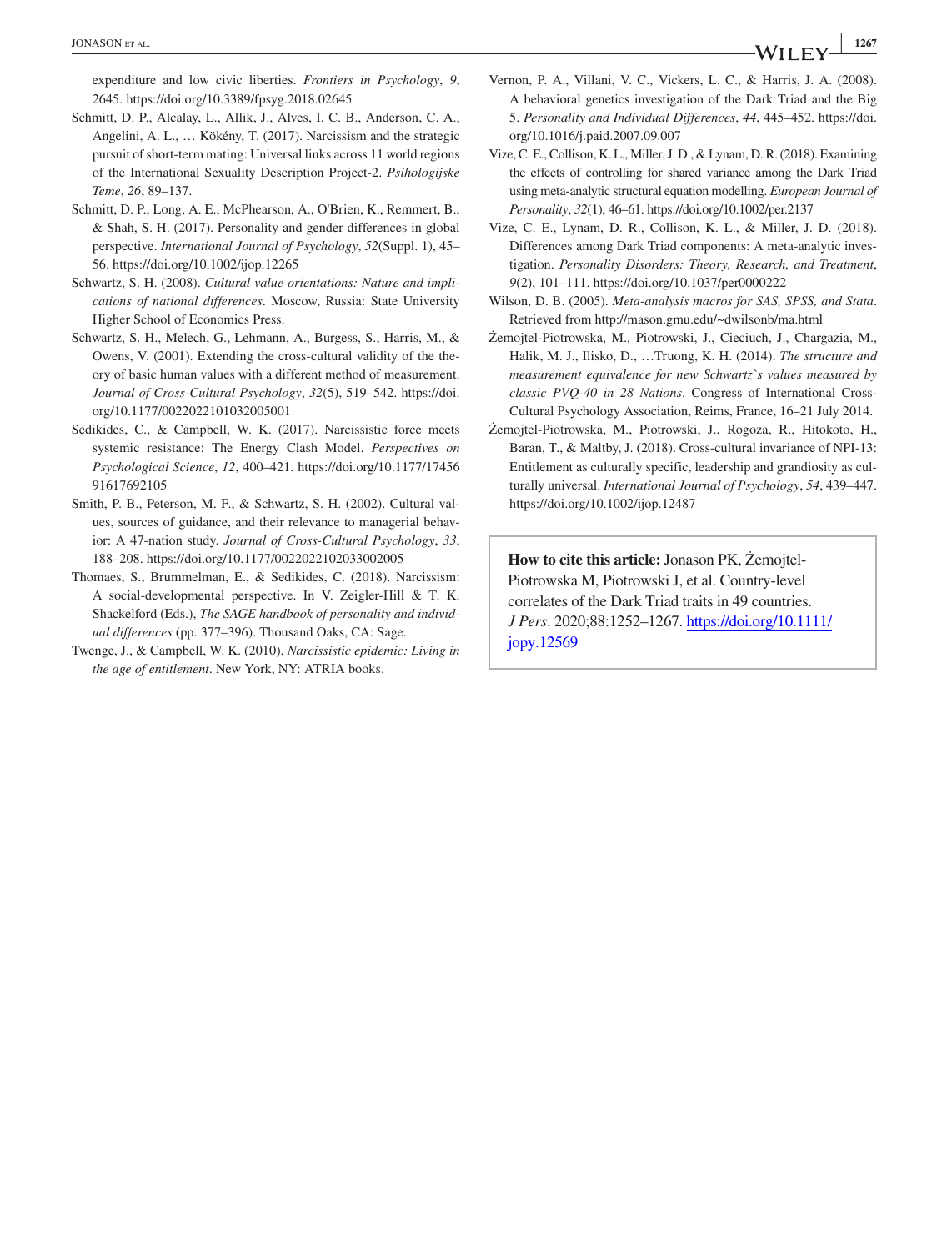expenditure and low civic liberties. *Frontiers in Psychology*, *9*, 2645. https://doi.org/10.3389/fpsyg.2018.02645

Schmitt, D. P., Alcalay, L., Allik, J., Alves, I. C. B., Anderson, C. A., Angelini, A. L., … Kökény, T. (2017). Narcissism and the strategic pursuit of short-term mating: Universal links across 11 world regions of the International Sexuality Description Project-2. *Psihologijske Teme*, *26*, 89–137.

Schmitt, D. P., Long, A. E., McPhearson, A., O'Brien, K., Remmert, B., & Shah, S. H. (2017). Personality and gender differences in global perspective. *International Journal of Psychology*, *52*(Suppl. 1), 45–56. https://doi.org/10.1002/ijop.12265

Schwartz, S. H. (2008). *Cultural value orientations: Nature and implications of national differences*. Moscow, Russia: State University Higher School of Economics Press.

Schwartz, S. H., Melech, G., Lehmann, A., Burgess, S., Harris, M., & Owens, V. (2001). Extending the cross-cultural validity of the theory of basic human values with a different method of measurement. *Journal of Cross-Cultural Psychology*, *32*(5), 519–542. https://doi.org/10.1177/0022022101032005001

Sedikides, C., & Campbell, W. K. (2017). Narcissistic force meets systemic resistance: The Energy Clash Model. *Perspectives on Psychological Science*, *12*, 400–421. https://doi.org/10.1177/1745691617692105

Smith, P. B., Peterson, M. F., & Schwartz, S. H. (2002). Cultural values, sources of guidance, and their relevance to managerial behavior: A 47-nation study. *Journal of Cross-Cultural Psychology*, *33*, 188–208. https://doi.org/10.1177/0022022102033002005

Thomaes, S., Brummelman, E., & Sedikides, C. (2018). Narcissism: A social-developmental perspective. In V. Zeigler-Hill & T. K. Shackelford (Eds.), *The SAGE handbook of personality and individual differences* (pp. 377–396). Thousand Oaks, CA: Sage.

Twenge, J., & Campbell, W. K. (2010). *Narcissistic epidemic: Living in the age of entitlement*. New York, NY: ATRIA books.

Vernon, P. A., Villani, V. C., Vickers, L. C., & Harris, J. A. (2008). A behavioral genetics investigation of the Dark Triad and the Big 5. *Personality and Individual Differences*, *44*, 445–452. https://doi.org/10.1016/j.paid.2007.09.007

Vize, C. E., Collison, K. L., Miller, J. D., & Lynam, D. R. (2018). Examining the effects of controlling for shared variance among the Dark Triad using meta-analytic structural equation modelling. *European Journal of Personality*, *32*(1), 46–61. https://doi.org/10.1002/per.2137

Vize, C. E., Lynam, D. R., Collison, K. L., & Miller, J. D. (2018). Differences among Dark Triad components: A meta-analytic investigation. *Personality Disorders: Theory, Research, and Treatment*, *9*(2), 101–111. https://doi.org/10.1037/per0000222

Wilson, D. B. (2005). *Meta-analysis macros for SAS, SPSS, and Stata*. Retrieved from http://mason.gmu.edu/~dwilsonb/ma.html

Żemojtel-Piotrowska, M., Piotrowski, J., Cieciuch, J., Chargazia, M., Halik, M. J., Ilisko, D., …Truong, K. H. (2014). *The structure and measurement equivalence for new Schwartz`s values measured by classic PVQ-40 in 28 Nations*. Congress of International Cross-Cultural Psychology Association, Reims, France, 16–21 July 2014.

Żemojtel-Piotrowska, M., Piotrowski, J., Rogoza, R., Hitokoto, H., Baran, T., & Maltby, J. (2018). Cross-cultural invariance of NPI-13: Entitlement as culturally specific, leadership and grandiosity as culturally universal. *International Journal of Psychology*, *54*, 439–447. https://doi.org/10.1002/ijop.12487

**How to cite this article:** Jonason PK, Żemojtel-Piotrowska M, Piotrowski J, et al. Country-level correlates of the Dark Triad traits in 49 countries. *J Pers*. 2020;88:1252–1267. https://doi.org/10.1111/jopy.12569